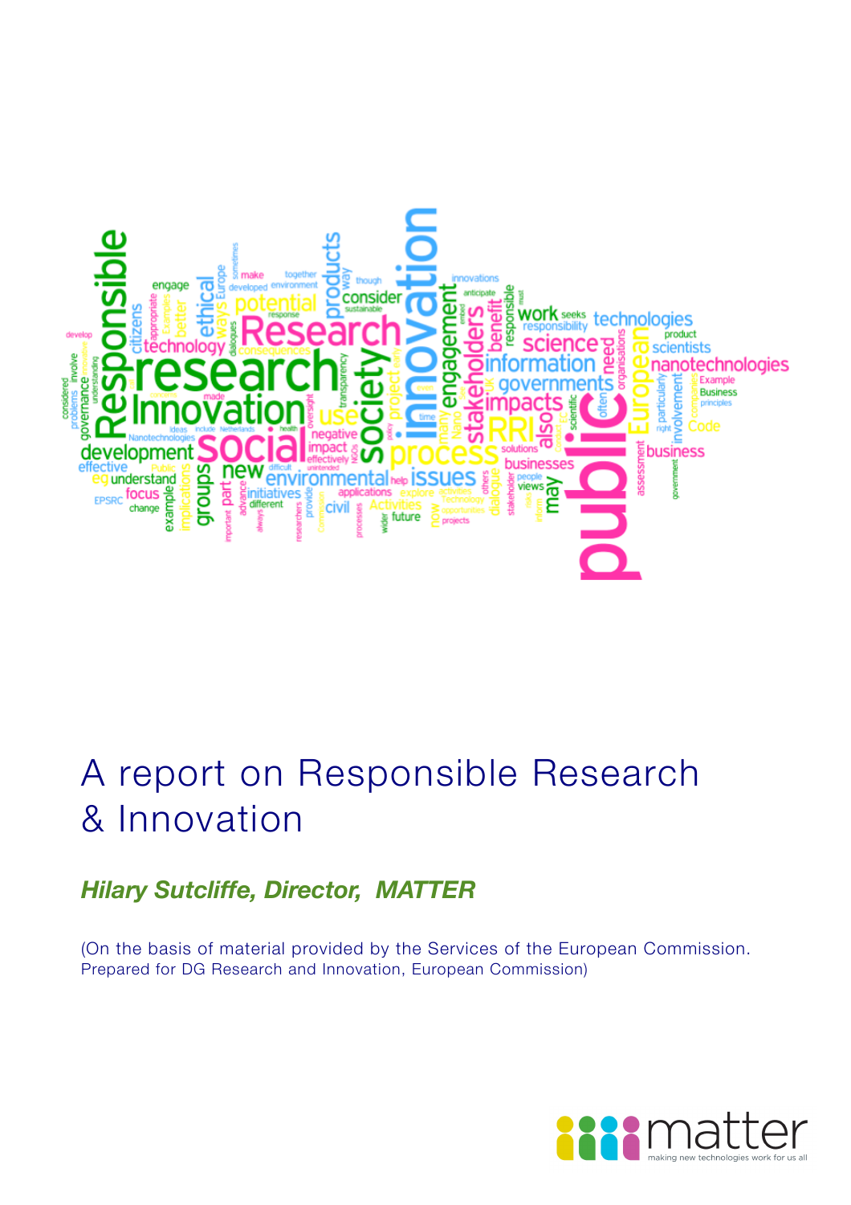# A report on Responsible Research & Innovation

***Hilary Sutcliffe, Director, MATTER***

(On the basis of material provided by the Services of the European Commission. Prepared for DG Research and Innovation, European Commission)

matter

making new technologies work for us all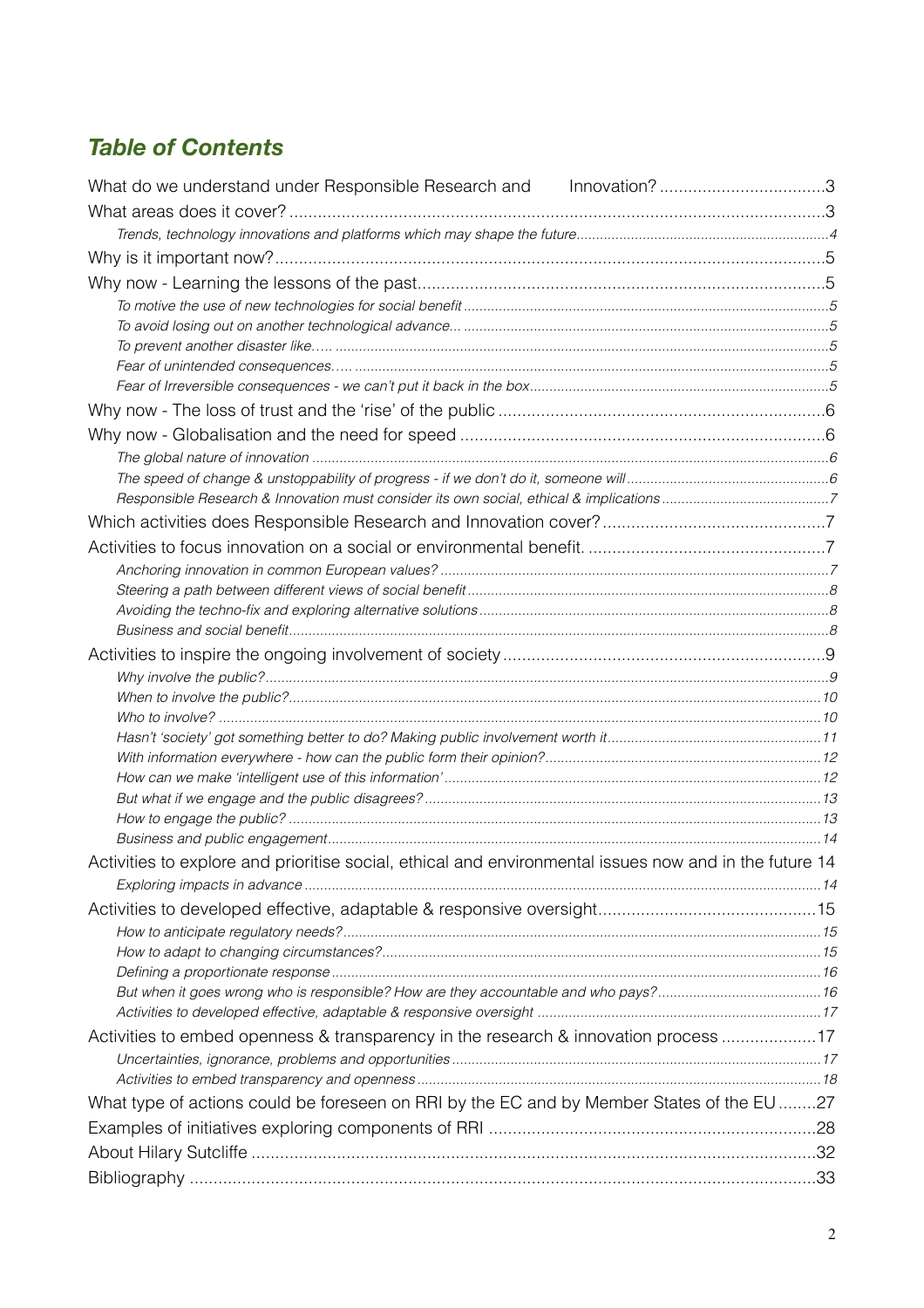## *Table of Contents*

What do we understand under Responsible Research and Innovation? ..................................3

What areas does it cover? ..................................................................................................3

*Trends, technology innovations and platforms which may shape the future................................................................4*

Why is it important now? ....................................................................................................5

Why now - Learning the lessons of the past.......................................................................5

*To motive the use of new technologies for social benefit ............................................................................................5*

*To avoid losing out on another technological advance... ............................................................................................5*

*To prevent another disaster like….. .............................................................................................................................5*

*Fear of unintended consequences….. .........................................................................................................................5*

*Fear of Irreversible consequences - we can't put it back in the box............................................................................5*

Why now - The loss of trust and the 'rise' of the public ......................................................................6

Why now - Globalisation and the need for speed .............................................................................6

*The global nature of innovation ...................................................................................................................................6*

*The speed of change & unstoppability of progress - if we don't do it, someone will...................................................6*

*Responsible Research & Innovation must consider its own social, ethical & implications..........................................7*

Which activities does Responsible Research and Innovation cover?...............................................7

Activities to focus innovation on a social or environmental benefit. ..................................................7

*Anchoring innovation in common European values? ..................................................................................................7*

*Steering a path between different views of social benefit............................................................................................8*

*Avoiding the techno-fix and exploring alternative solutions .........................................................................................8*

*Business and social benefit.........................................................................................................................................8*

Activities to inspire the ongoing involvement of society ....................................................................9

*Why involve the public?...............................................................................................................................................9*

*When to involve the public?........................................................................................................................................10*

*Who to involve? ..........................................................................................................................................................10*

*Hasn't 'society' got something better to do? Making public involvement worth it.......................................................11*

*With information everywhere - how can the public form their opinion?......................................................................12*

*How can we make 'intelligent use of this information' ................................................................................................12*

*But what if we engage and the public disagrees? .....................................................................................................13*

*How to engage the public? ........................................................................................................................................13*

*Business and public engagement..............................................................................................................................14*

Activities to explore and prioritise social, ethical and environmental issues now and in the future 14

*Exploring impacts in advance ....................................................................................................................................14*

Activities to developed effective, adaptable & responsive oversight..............................................15

*How to anticipate regulatory needs?..........................................................................................................................15*

*How to adapt to changing circumstances?................................................................................................................15*

*Defining a proportionate response .............................................................................................................................16*

*But when it goes wrong who is responsible? How are they accountable and who pays?..........................................16*

*Activities to developed effective, adaptable & responsive oversight .........................................................................17*

Activities to embed openness & transparency in the research & innovation process ....................17

*Uncertainties, ignorance, problems and opportunities ..............................................................................................17*

*Activities to embed transparency and openness .......................................................................................................18*

What type of actions could be foreseen on RRI by the EC and by Member States of the EU ........27

Examples of initiatives exploring components of RRI .....................................................................28

About Hilary Sutcliffe .......................................................................................................................32

Bibliography ....................................................................................................................................33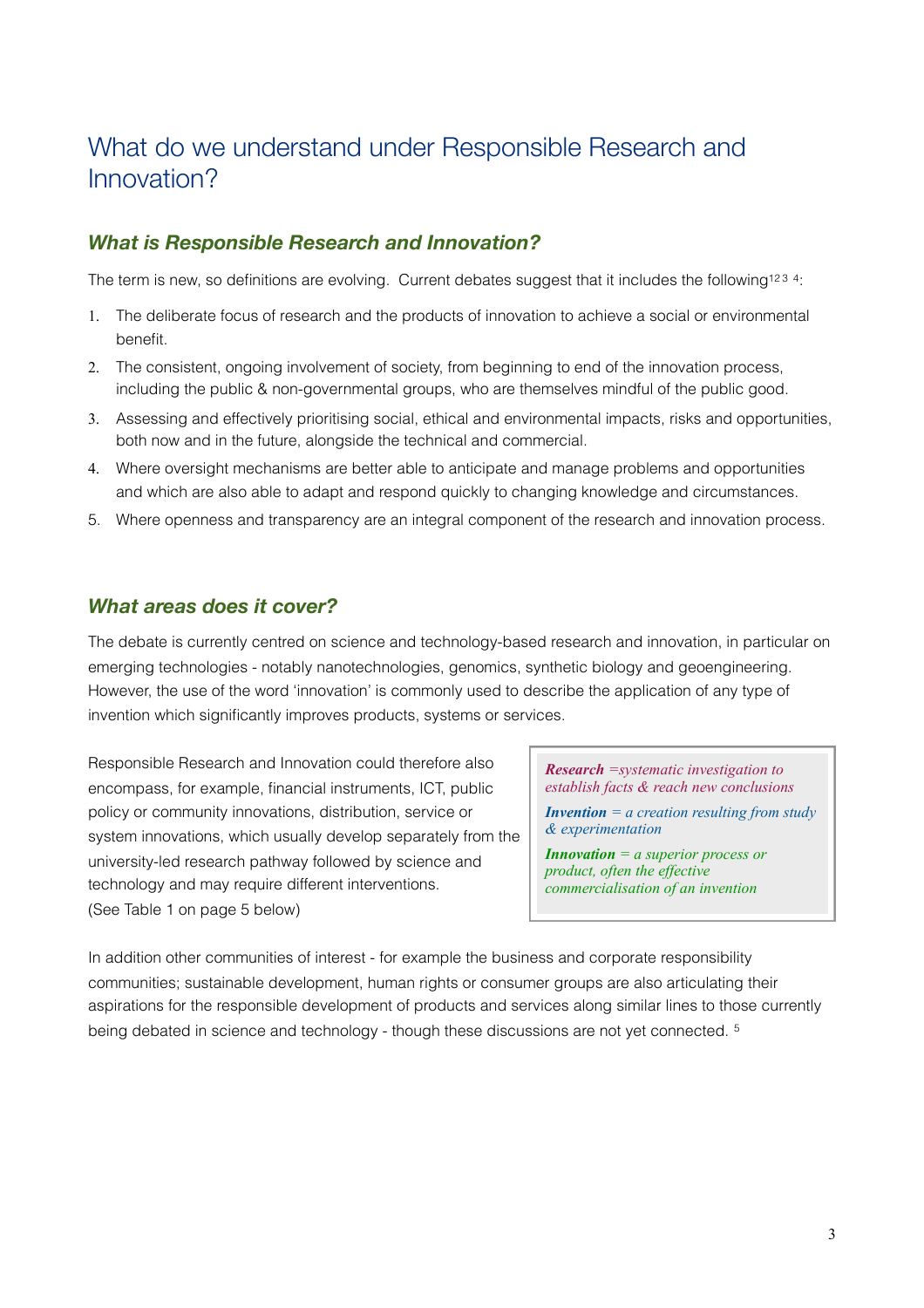# What do we understand under Responsible Research and Innovation?

## *What is Responsible Research and Innovation?*

The term is new, so definitions are evolving. Current debates suggest that it includes the following[1,2,3,4]:

1. The deliberate focus of research and the products of innovation to achieve a social or environmental benefit.
2. The consistent, ongoing involvement of society, from beginning to end of the innovation process, including the public & non-governmental groups, who are themselves mindful of the public good.
3. Assessing and effectively prioritising social, ethical and environmental impacts, risks and opportunities, both now and in the future, alongside the technical and commercial.
4. Where oversight mechanisms are better able to anticipate and manage problems and opportunities and which are also able to adapt and respond quickly to changing knowledge and circumstances.
5. Where openness and transparency are an integral component of the research and innovation process.

## *What areas does it cover?*

The debate is currently centred on science and technology-based research and innovation, in particular on emerging technologies - notably nanotechnologies, genomics, synthetic biology and geoengineering. However, the use of the word 'innovation' is commonly used to describe the application of any type of invention which significantly improves products, systems or services.

Responsible Research and Innovation could therefore also encompass, for example, financial instruments, ICT, public policy or community innovations, distribution, service or system innovations, which usually develop separately from the university-led research pathway followed by science and technology and may require different interventions. (See Table 1 on page 5 below)

> ***Research*** *=systematic investigation to establish facts & reach new conclusions*
>
> ***Invention*** *= a creation resulting from study & experimentation*
>
> ***Innovation*** *= a superior process or product, often the effective commercialisation of an invention*

In addition other communities of interest - for example the business and corporate responsibility communities; sustainable development, human rights or consumer groups are also articulating their aspirations for the responsible development of products and services along similar lines to those currently being debated in science and technology - though these discussions are not yet connected. [5]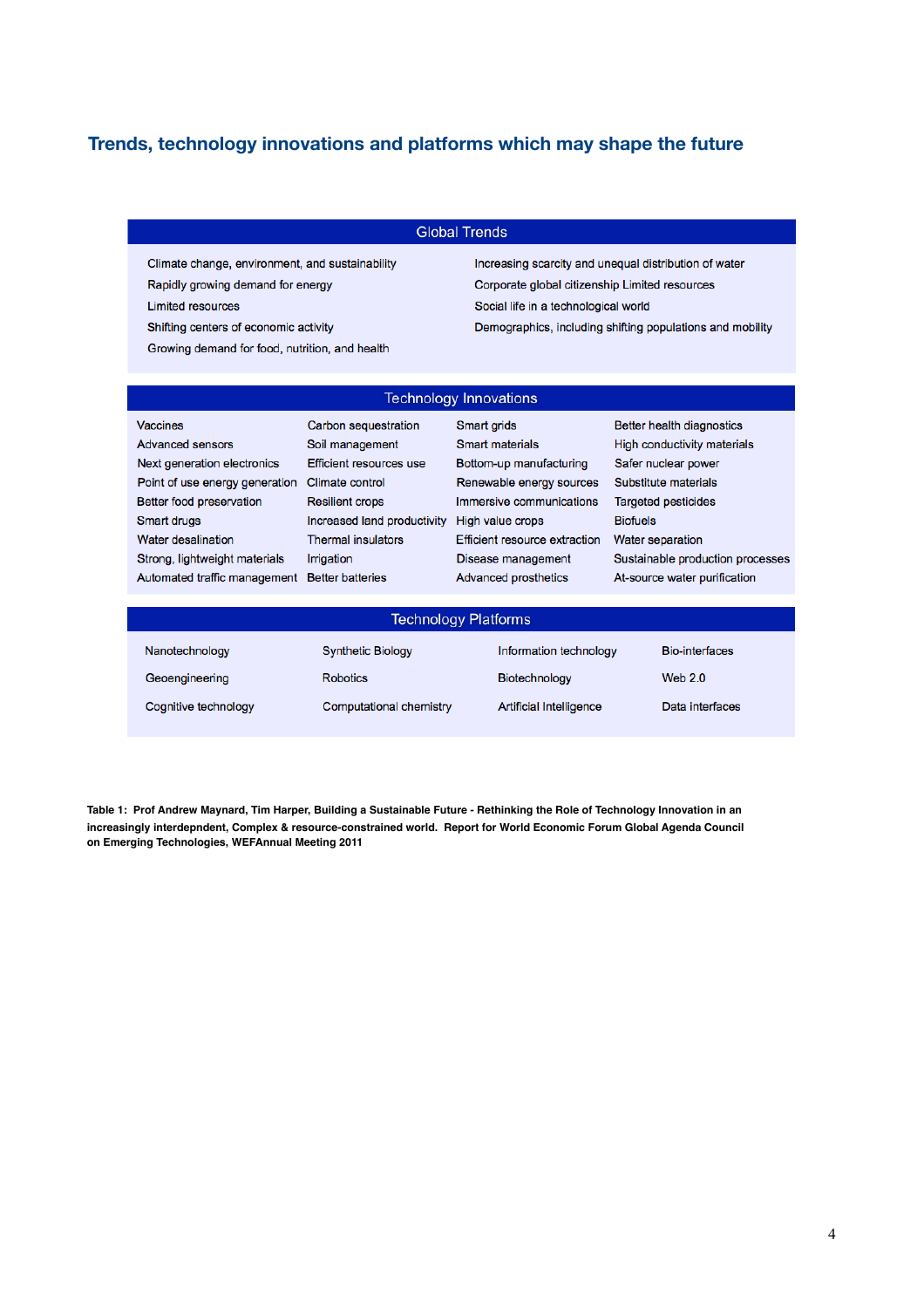## Trends, technology innovations and platforms which may shape the future

| Global Trends | |
|---|---|
| Climate change, environment, and sustainability | Increasing scarcity and unequal distribution of water |
| Rapidly growing demand for energy | Corporate global citizenship Limited resources |
| Limited resources | Social life in a technological world |
| Shifting centers of economic activity | Demographics, including shifting populations and mobility |
| Growing demand for food, nutrition, and health | |

| Technology Innovations | | | |
|---|---|---|---|
| Vaccines | Carbon sequestration | Smart grids | Better health diagnostics |
| Advanced sensors | Soil management | Smart materials | High conductivity materials |
| Next generation electronics | Efficient resources use | Bottom-up manufacturing | Safer nuclear power |
| Point of use energy generation | Climate control | Renewable energy sources | Substitute materials |
| Better food preservation | Resilient crops | Immersive communications | Targeted pesticides |
| Smart drugs | Increased land productivity | High value crops | Biofuels |
| Water desalination | Thermal insulators | Efficient resource extraction | Water separation |
| Strong, lightweight materials | Irrigation | Disease management | Sustainable production processes |
| Automated traffic management | Better batteries | Advanced prosthetics | At-source water purification |

| Technology Platforms | | | |
|---|---|---|---|
| Nanotechnology | Synthetic Biology | Information technology | Bio-interfaces |
| Geoengineering | Robotics | Biotechnology | Web 2.0 |
| Cognitive technology | Computational chemistry | Artificial Intelligence | Data interfaces |

**Table 1: Prof Andrew Maynard, Tim Harper, Building a Sustainable Future - Rethinking the Role of Technology Innovation in an increasingly interdepndent, Complex & resource-constrained world. Report for World Economic Forum Global Agenda Council on Emerging Technologies, WEFAnnual Meeting 2011**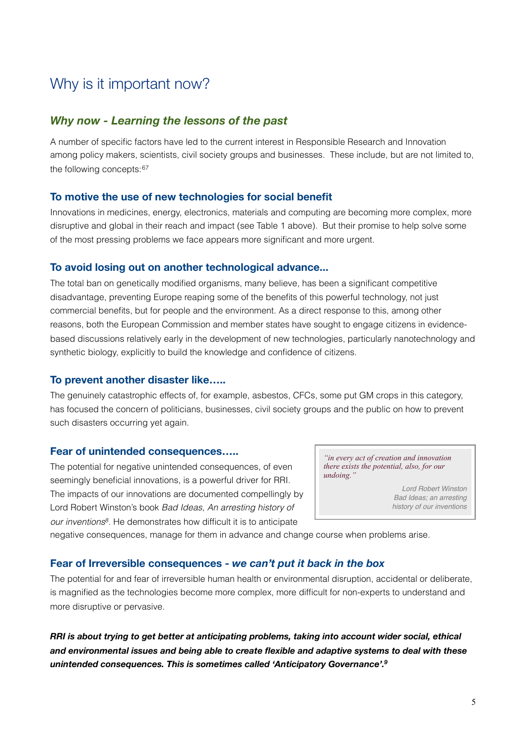# Why is it important now?

## *Why now - Learning the lessons of the past*

A number of specific factors have led to the current interest in Responsible Research and Innovation among policy makers, scientists, civil society groups and businesses. These include, but are not limited to, the following concepts:[67]

### To motive the use of new technologies for social benefit

Innovations in medicines, energy, electronics, materials and computing are becoming more complex, more disruptive and global in their reach and impact (see Table 1 above). But their promise to help solve some of the most pressing problems we face appears more significant and more urgent.

### To avoid losing out on another technological advance...

The total ban on genetically modified organisms, many believe, has been a significant competitive disadvantage, preventing Europe reaping some of the benefits of this powerful technology, not just commercial benefits, but for people and the environment. As a direct response to this, among other reasons, both the European Commission and member states have sought to engage citizens in evidence-based discussions relatively early in the development of new technologies, particularly nanotechnology and synthetic biology, explicitly to build the knowledge and confidence of citizens.

### To prevent another disaster like…..

The genuinely catastrophic effects of, for example, asbestos, CFCs, some put GM crops in this category, has focused the concern of politicians, businesses, civil society groups and the public on how to prevent such disasters occurring yet again.

### Fear of unintended consequences…..

The potential for negative unintended consequences, of even seemingly beneficial innovations, is a powerful driver for RRI. The impacts of our innovations are documented compellingly by Lord Robert Winston's book *Bad Ideas, An arresting history of our inventions*[8]. He demonstrates how difficult it is to anticipate negative consequences, manage for them in advance and change course when problems arise.

> *"in every act of creation and innovation there exists the potential, also, for our undoing."*
>
> *Lord Robert Winston*
> *Bad Ideas; an arresting history of our inventions*

### Fear of Irreversible consequences - *we can't put it back in the box*

The potential for and fear of irreversible human health or environmental disruption, accidental or deliberate, is magnified as the technologies become more complex, more difficult for non-experts to understand and more disruptive or pervasive.

***RRI is about trying to get better at anticipating problems, taking into account wider social, ethical and environmental issues and being able to create flexible and adaptive systems to deal with these unintended consequences. This is sometimes called 'Anticipatory Governance'.***[9]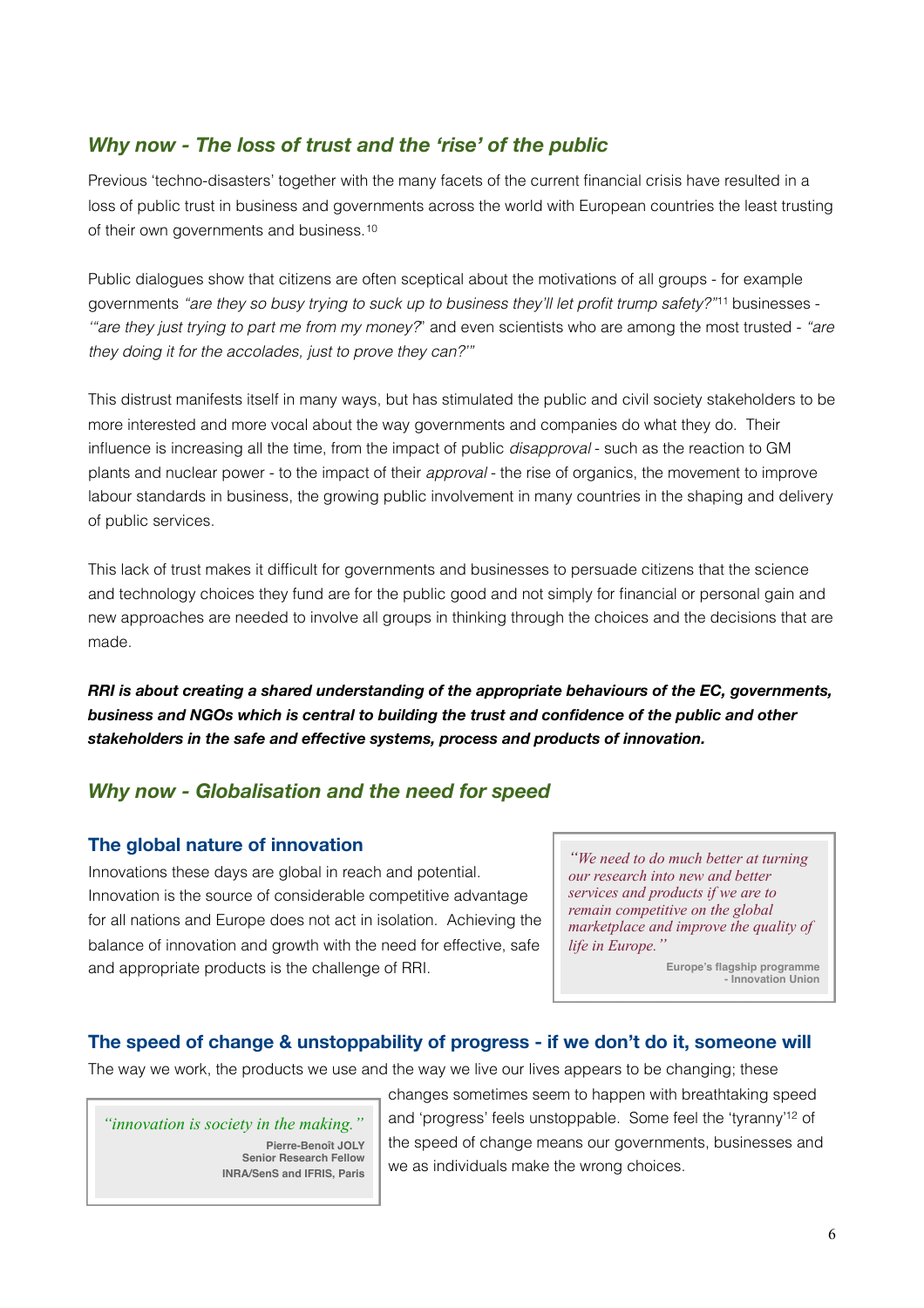## *Why now - The loss of trust and the 'rise' of the public*

Previous 'techno-disasters' together with the many facets of the current financial crisis have resulted in a loss of public trust in business and governments across the world with European countries the least trusting of their own governments and business.[10]

Public dialogues show that citizens are often sceptical about the motivations of all groups - for example governments *"are they so busy trying to suck up to business they'll let profit trump safety?"*[11] businesses - *'"are they just trying to part me from my money?*' and even scientists who are among the most trusted - *"are they doing it for the accolades, just to prove they can?'"*

This distrust manifests itself in many ways, but has stimulated the public and civil society stakeholders to be more interested and more vocal about the way governments and companies do what they do. Their influence is increasing all the time, from the impact of public *disapproval* - such as the reaction to GM plants and nuclear power - to the impact of their *approval* - the rise of organics, the movement to improve labour standards in business, the growing public involvement in many countries in the shaping and delivery of public services.

This lack of trust makes it difficult for governments and businesses to persuade citizens that the science and technology choices they fund are for the public good and not simply for financial or personal gain and new approaches are needed to involve all groups in thinking through the choices and the decisions that are made.

***RRI is about creating a shared understanding of the appropriate behaviours of the EC, governments, business and NGOs which is central to building the trust and confidence of the public and other stakeholders in the safe and effective systems, process and products of innovation.***

## *Why now - Globalisation and the need for speed*

### The global nature of innovation

Innovations these days are global in reach and potential. Innovation is the source of considerable competitive advantage for all nations and Europe does not act in isolation. Achieving the balance of innovation and growth with the need for effective, safe and appropriate products is the challenge of RRI.

> *"We need to do much better at turning our research into new and better services and products if we are to remain competitive on the global marketplace and improve the quality of life in Europe."*
>
> **Europe's flagship programme - Innovation Union**

### The speed of change & unstoppability of progress - if we don't do it, someone will

The way we work, the products we use and the way we live our lives appears to be changing; these changes sometimes seem to happen with breathtaking speed and 'progress' feels unstoppable. Some feel the 'tyranny'[12] of the speed of change means our governments, businesses and we as individuals make the wrong choices.

> *"innovation is society in the making."*
>
> **Pierre-Benoît JOLY**
> **Senior Research Fellow**
> **INRA/SenS and IFRIS, Paris**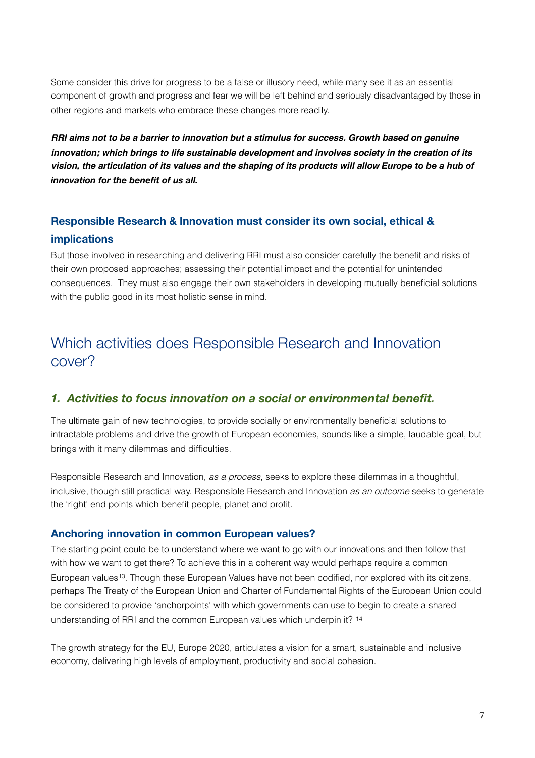Some consider this drive for progress to be a false or illusory need, while many see it as an essential component of growth and progress and fear we will be left behind and seriously disadvantaged by those in other regions and markets who embrace these changes more readily.

***RRI aims not to be a barrier to innovation but a stimulus for success. Growth based on genuine innovation; which brings to life sustainable development and involves society in the creation of its vision, the articulation of its values and the shaping of its products will allow Europe to be a hub of innovation for the benefit of us all.***

### Responsible Research & Innovation must consider its own social, ethical & implications

But those involved in researching and delivering RRI must also consider carefully the benefit and risks of their own proposed approaches; assessing their potential impact and the potential for unintended consequences. They must also engage their own stakeholders in developing mutually beneficial solutions with the public good in its most holistic sense in mind.

## Which activities does Responsible Research and Innovation cover?

### *1. Activities to focus innovation on a social or environmental benefit.*

The ultimate gain of new technologies, to provide socially or environmentally beneficial solutions to intractable problems and drive the growth of European economies, sounds like a simple, laudable goal, but brings with it many dilemmas and difficulties.

Responsible Research and Innovation, *as a process*, seeks to explore these dilemmas in a thoughtful, inclusive, though still practical way. Responsible Research and Innovation *as an outcome* seeks to generate the 'right' end points which benefit people, planet and profit.

#### Anchoring innovation in common European values?

The starting point could be to understand where we want to go with our innovations and then follow that with how we want to get there? To achieve this in a coherent way would perhaps require a common European values[13]. Though these European Values have not been codified, nor explored with its citizens, perhaps The Treaty of the European Union and Charter of Fundamental Rights of the European Union could be considered to provide 'anchorpoints' with which governments can use to begin to create a shared understanding of RRI and the common European values which underpin it? [14]

The growth strategy for the EU, Europe 2020, articulates a vision for a smart, sustainable and inclusive economy, delivering high levels of employment, productivity and social cohesion.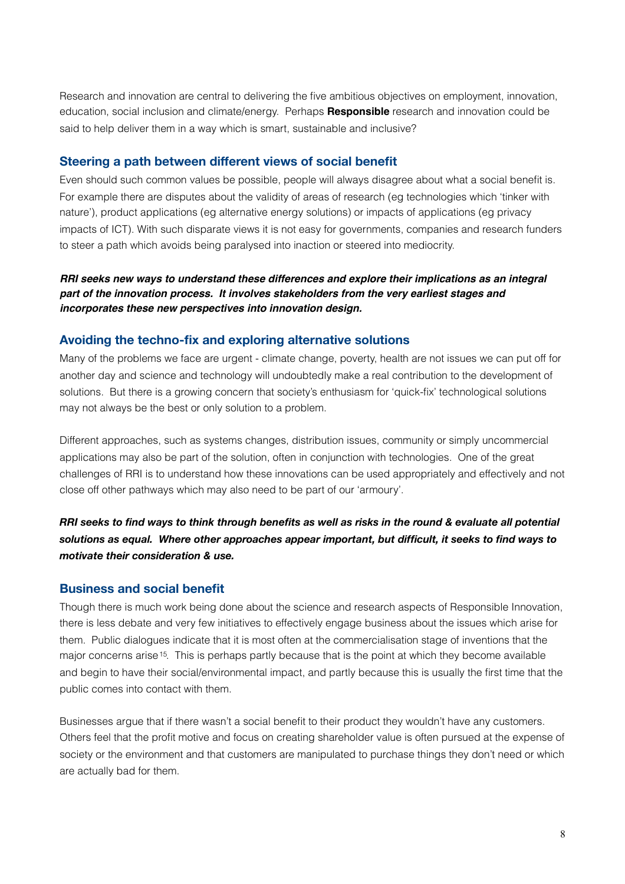Research and innovation are central to delivering the five ambitious objectives on employment, innovation, education, social inclusion and climate/energy. Perhaps **Responsible** research and innovation could be said to help deliver them in a way which is smart, sustainable and inclusive?

## Steering a path between different views of social benefit

Even should such common values be possible, people will always disagree about what a social benefit is. For example there are disputes about the validity of areas of research (eg technologies which 'tinker with nature'), product applications (eg alternative energy solutions) or impacts of applications (eg privacy impacts of ICT). With such disparate views it is not easy for governments, companies and research funders to steer a path which avoids being paralysed into inaction or steered into mediocrity.

***RRI seeks new ways to understand these differences and explore their implications as an integral part of the innovation process. It involves stakeholders from the very earliest stages and incorporates these new perspectives into innovation design.***

## Avoiding the techno-fix and exploring alternative solutions

Many of the problems we face are urgent - climate change, poverty, health are not issues we can put off for another day and science and technology will undoubtedly make a real contribution to the development of solutions. But there is a growing concern that society's enthusiasm for 'quick-fix' technological solutions may not always be the best or only solution to a problem.

Different approaches, such as systems changes, distribution issues, community or simply uncommercial applications may also be part of the solution, often in conjunction with technologies. One of the great challenges of RRI is to understand how these innovations can be used appropriately and effectively and not close off other pathways which may also need to be part of our 'armoury'.

***RRI seeks to find ways to think through benefits as well as risks in the round & evaluate all potential solutions as equal. Where other approaches appear important, but difficult, it seeks to find ways to motivate their consideration & use.***

## Business and social benefit

Though there is much work being done about the science and research aspects of Responsible Innovation, there is less debate and very few initiatives to effectively engage business about the issues which arise for them. Public dialogues indicate that it is most often at the commercialisation stage of inventions that the major concerns arise[15]. This is perhaps partly because that is the point at which they become available and begin to have their social/environmental impact, and partly because this is usually the first time that the public comes into contact with them.

Businesses argue that if there wasn't a social benefit to their product they wouldn't have any customers. Others feel that the profit motive and focus on creating shareholder value is often pursued at the expense of society or the environment and that customers are manipulated to purchase things they don't need or which are actually bad for them.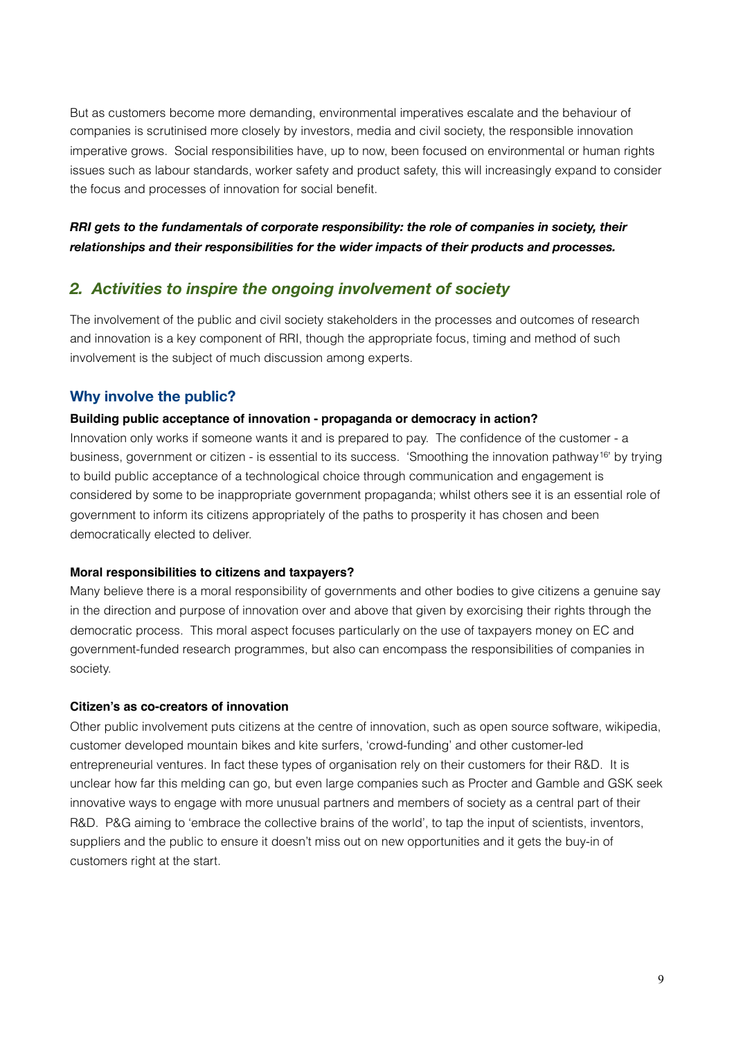But as customers become more demanding, environmental imperatives escalate and the behaviour of companies is scrutinised more closely by investors, media and civil society, the responsible innovation imperative grows. Social responsibilities have, up to now, been focused on environmental or human rights issues such as labour standards, worker safety and product safety, this will increasingly expand to consider the focus and processes of innovation for social benefit.

***RRI gets to the fundamentals of corporate responsibility: the role of companies in society, their relationships and their responsibilities for the wider impacts of their products and processes.***

## *2. Activities to inspire the ongoing involvement of society*

The involvement of the public and civil society stakeholders in the processes and outcomes of research and innovation is a key component of RRI, though the appropriate focus, timing and method of such involvement is the subject of much discussion among experts.

### Why involve the public?

**Building public acceptance of innovation - propaganda or democracy in action?**

Innovation only works if someone wants it and is prepared to pay. The confidence of the customer - a business, government or citizen - is essential to its success. 'Smoothing the innovation pathway[16]' by trying to build public acceptance of a technological choice through communication and engagement is considered by some to be inappropriate government propaganda; whilst others see it is an essential role of government to inform its citizens appropriately of the paths to prosperity it has chosen and been democratically elected to deliver.

**Moral responsibilities to citizens and taxpayers?**

Many believe there is a moral responsibility of governments and other bodies to give citizens a genuine say in the direction and purpose of innovation over and above that given by exorcising their rights through the democratic process. This moral aspect focuses particularly on the use of taxpayers money on EC and government-funded research programmes, but also can encompass the responsibilities of companies in society.

**Citizen's as co-creators of innovation**

Other public involvement puts citizens at the centre of innovation, such as open source software, wikipedia, customer developed mountain bikes and kite surfers, 'crowd-funding' and other customer-led entrepreneurial ventures. In fact these types of organisation rely on their customers for their R&D. It is unclear how far this melding can go, but even large companies such as Procter and Gamble and GSK seek innovative ways to engage with more unusual partners and members of society as a central part of their R&D. P&G aiming to 'embrace the collective brains of the world', to tap the input of scientists, inventors, suppliers and the public to ensure it doesn't miss out on new opportunities and it gets the buy-in of customers right at the start.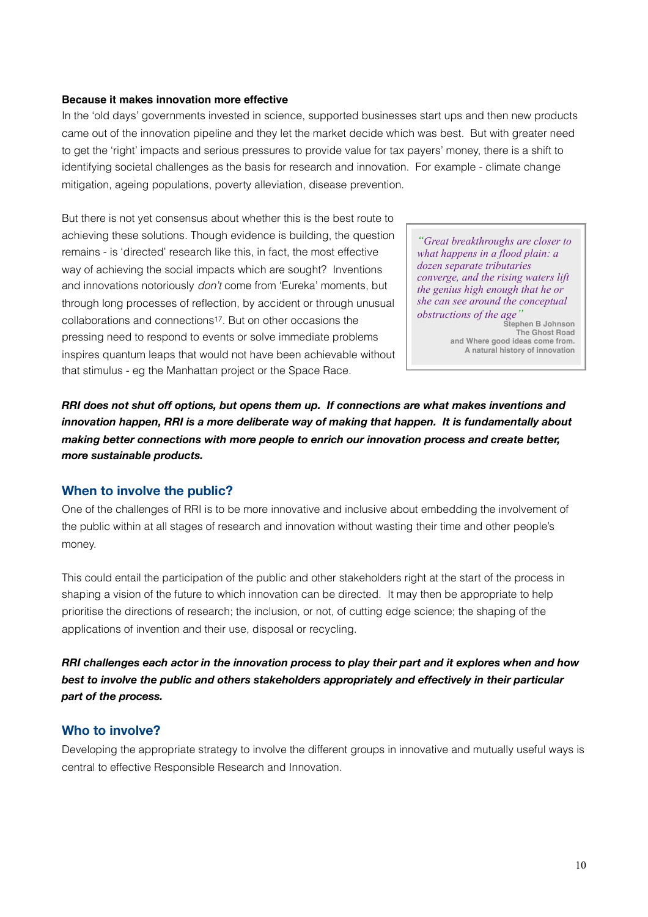**Because it makes innovation more effective**

In the 'old days' governments invested in science, supported businesses start ups and then new products came out of the innovation pipeline and they let the market decide which was best. But with greater need to get the 'right' impacts and serious pressures to provide value for tax payers' money, there is a shift to identifying societal challenges as the basis for research and innovation. For example - climate change mitigation, ageing populations, poverty alleviation, disease prevention.

But there is not yet consensus about whether this is the best route to achieving these solutions. Though evidence is building, the question remains - is 'directed' research like this, in fact, the most effective way of achieving the social impacts which are sought? Inventions and innovations notoriously *don't* come from 'Eureka' moments, but through long processes of reflection, by accident or through unusual collaborations and connections[17]. But on other occasions the pressing need to respond to events or solve immediate problems inspires quantum leaps that would not have been achievable without that stimulus - eg the Manhattan project or the Space Race.

> *"Great breakthroughs are closer to what happens in a flood plain: a dozen separate tributaries converge, and the rising waters lift the genius high enough that he or she can see around the conceptual obstructions of the age"*
>
> **Stephen B Johnson**
> **The Ghost Road**
> **and Where good ideas come from.**
> **A natural history of innovation**

***RRI does not shut off options, but opens them up. If connections are what makes inventions and innovation happen, RRI is a more deliberate way of making that happen. It is fundamentally about making better connections with more people to enrich our innovation process and create better, more sustainable products.***

## When to involve the public?

One of the challenges of RRI is to be more innovative and inclusive about embedding the involvement of the public within at all stages of research and innovation without wasting their time and other people's money.

This could entail the participation of the public and other stakeholders right at the start of the process in shaping a vision of the future to which innovation can be directed. It may then be appropriate to help prioritise the directions of research; the inclusion, or not, of cutting edge science; the shaping of the applications of invention and their use, disposal or recycling.

***RRI challenges each actor in the innovation process to play their part and it explores when and how best to involve the public and others stakeholders appropriately and effectively in their particular part of the process.***

## Who to involve?

Developing the appropriate strategy to involve the different groups in innovative and mutually useful ways is central to effective Responsible Research and Innovation.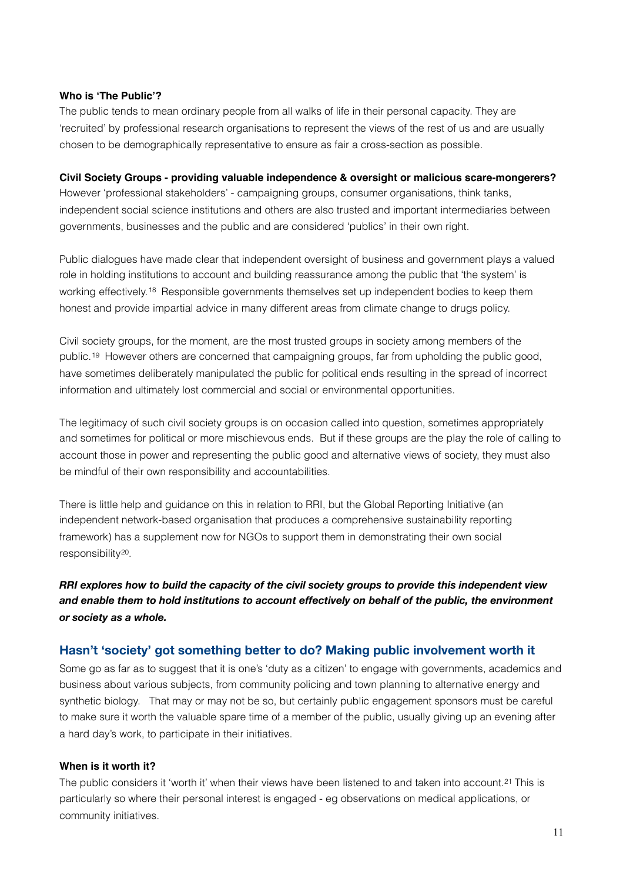**Who is 'The Public'?**

The public tends to mean ordinary people from all walks of life in their personal capacity. They are 'recruited' by professional research organisations to represent the views of the rest of us and are usually chosen to be demographically representative to ensure as fair a cross-section as possible.

**Civil Society Groups - providing valuable independence & oversight or malicious scare-mongerers?**

However 'professional stakeholders' - campaigning groups, consumer organisations, think tanks, independent social science institutions and others are also trusted and important intermediaries between governments, businesses and the public and are considered 'publics' in their own right.

Public dialogues have made clear that independent oversight of business and government plays a valued role in holding institutions to account and building reassurance among the public that 'the system' is working effectively.[18] Responsible governments themselves set up independent bodies to keep them honest and provide impartial advice in many different areas from climate change to drugs policy.

Civil society groups, for the moment, are the most trusted groups in society among members of the public.[19] However others are concerned that campaigning groups, far from upholding the public good, have sometimes deliberately manipulated the public for political ends resulting in the spread of incorrect information and ultimately lost commercial and social or environmental opportunities.

The legitimacy of such civil society groups is on occasion called into question, sometimes appropriately and sometimes for political or more mischievous ends. But if these groups are the play the role of calling to account those in power and representing the public good and alternative views of society, they must also be mindful of their own responsibility and accountabilities.

There is little help and guidance on this in relation to RRI, but the Global Reporting Initiative (an independent network-based organisation that produces a comprehensive sustainability reporting framework) has a supplement now for NGOs to support them in demonstrating their own social responsibility[20].

***RRI explores how to build the capacity of the civil society groups to provide this independent view and enable them to hold institutions to account effectively on behalf of the public, the environment or society as a whole.***

## Hasn't 'society' got something better to do? Making public involvement worth it

Some go as far as to suggest that it is one's 'duty as a citizen' to engage with governments, academics and business about various subjects, from community policing and town planning to alternative energy and synthetic biology. That may or may not be so, but certainly public engagement sponsors must be careful to make sure it worth the valuable spare time of a member of the public, usually giving up an evening after a hard day's work, to participate in their initiatives.

**When is it worth it?**

The public considers it 'worth it' when their views have been listened to and taken into account.[21] This is particularly so where their personal interest is engaged - eg observations on medical applications, or community initiatives.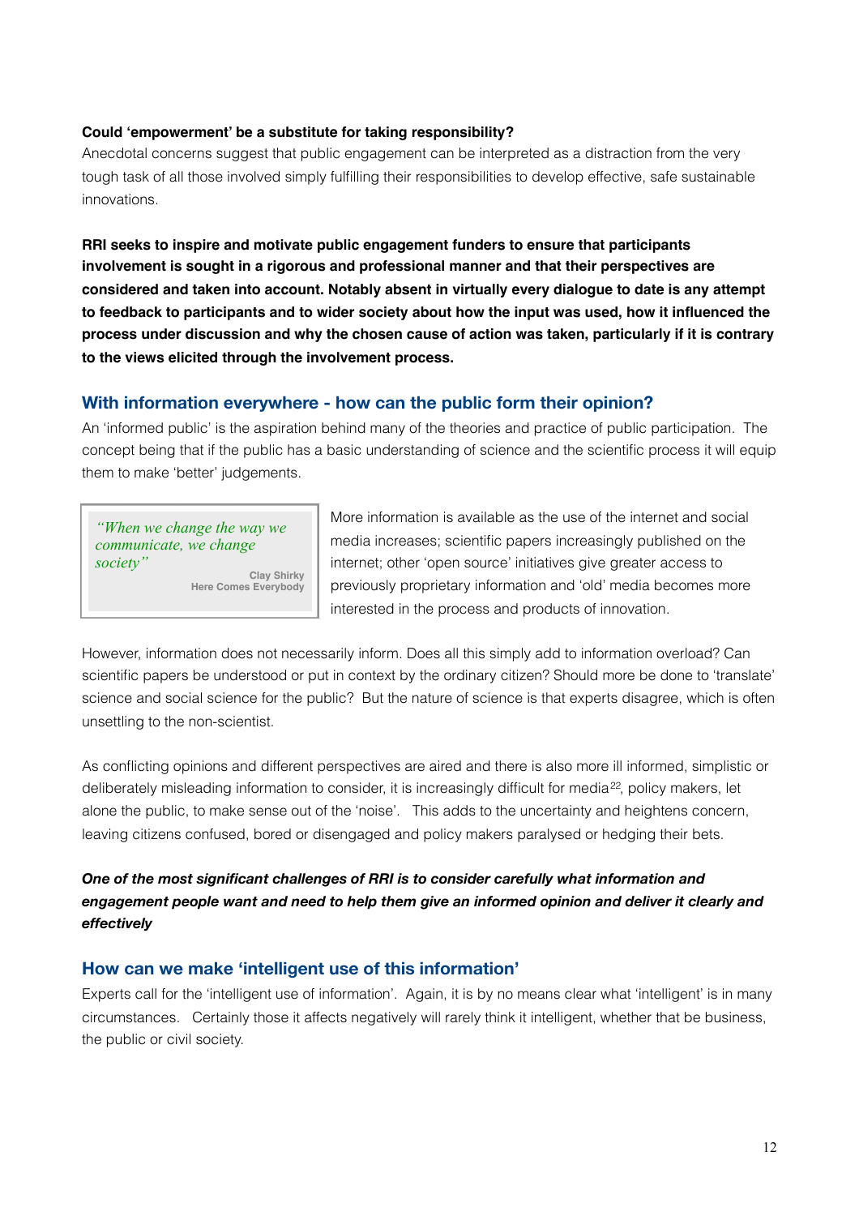**Could 'empowerment' be a substitute for taking responsibility?**

Anecdotal concerns suggest that public engagement can be interpreted as a distraction from the very tough task of all those involved simply fulfilling their responsibilities to develop effective, safe sustainable innovations.

**RRI seeks to inspire and motivate public engagement funders to ensure that participants involvement is sought in a rigorous and professional manner and that their perspectives are considered and taken into account. Notably absent in virtually every dialogue to date is any attempt to feedback to participants and to wider society about how the input was used, how it influenced the process under discussion and why the chosen cause of action was taken, particularly if it is contrary to the views elicited through the involvement process.**

## With information everywhere - how can the public form their opinion?

An 'informed public' is the aspiration behind many of the theories and practice of public participation. The concept being that if the public has a basic understanding of science and the scientific process it will equip them to make 'better' judgements.

> *"When we change the way we communicate, we change society"*
>
> **Clay Shirky**
> **Here Comes Everybody**

More information is available as the use of the internet and social media increases; scientific papers increasingly published on the internet; other 'open source' initiatives give greater access to previously proprietary information and 'old' media becomes more interested in the process and products of innovation.

However, information does not necessarily inform. Does all this simply add to information overload? Can scientific papers be understood or put in context by the ordinary citizen? Should more be done to 'translate' science and social science for the public? But the nature of science is that experts disagree, which is often unsettling to the non-scientist.

As conflicting opinions and different perspectives are aired and there is also more ill informed, simplistic or deliberately misleading information to consider, it is increasingly difficult for media[22], policy makers, let alone the public, to make sense out of the 'noise'. This adds to the uncertainty and heightens concern, leaving citizens confused, bored or disengaged and policy makers paralysed or hedging their bets.

***One of the most significant challenges of RRI is to consider carefully what information and engagement people want and need to help them give an informed opinion and deliver it clearly and effectively***

## How can we make 'intelligent use of this information'

Experts call for the 'intelligent use of information'. Again, it is by no means clear what 'intelligent' is in many circumstances. Certainly those it affects negatively will rarely think it intelligent, whether that be business, the public or civil society.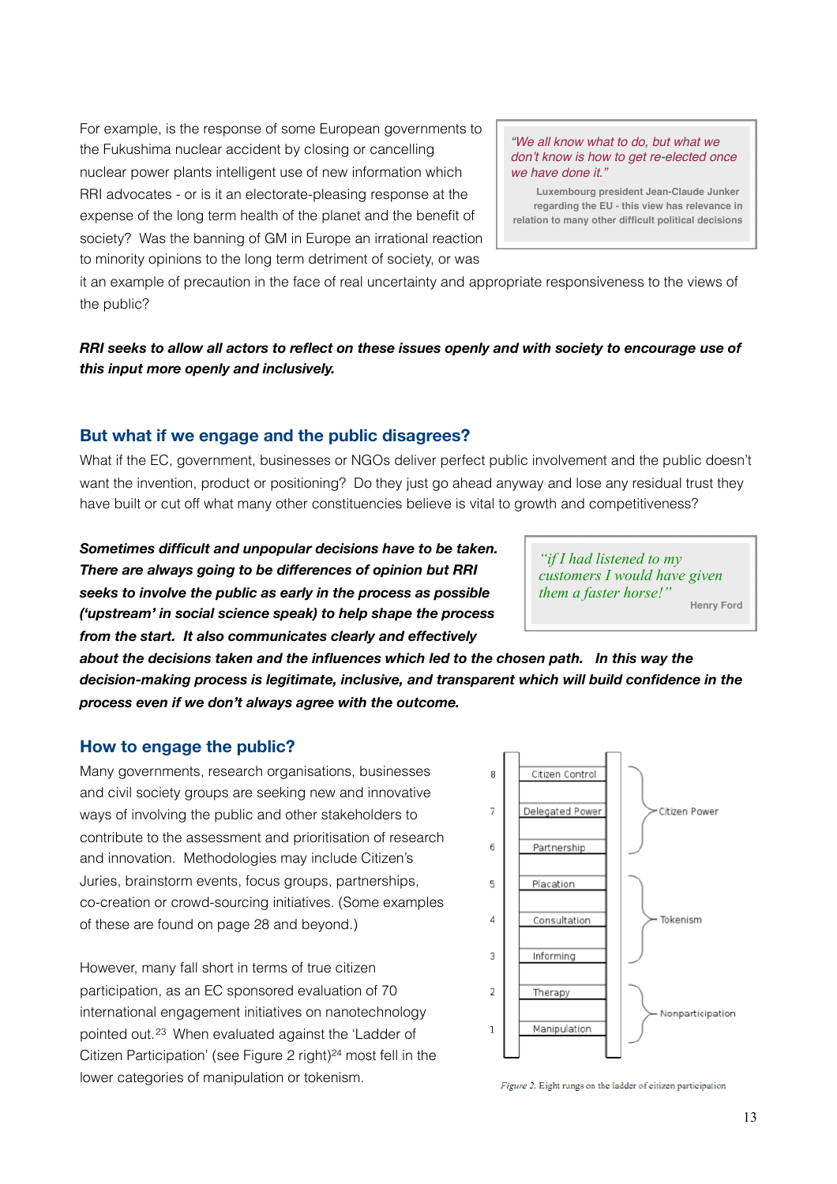For example, is the response of some European governments to the Fukushima nuclear accident by closing or cancelling nuclear power plants intelligent use of new information which RRI advocates - or is it an electorate-pleasing response at the expense of the long term health of the planet and the benefit of society? Was the banning of GM in Europe an irrational reaction to minority opinions to the long term detriment of society, or was it an example of precaution in the face of real uncertainty and appropriate responsiveness to the views of the public?

> *"We all know what to do, but what we don't know is how to get re-elected once we have done it."*
>
> Luxembourg president Jean-Claude Junker regarding the EU - this view has relevance in relation to many other difficult political decisions

***RRI seeks to allow all actors to reflect on these issues openly and with society to encourage use of this input more openly and inclusively.***

## But what if we engage and the public disagrees?

What if the EC, government, businesses or NGOs deliver perfect public involvement and the public doesn't want the invention, product or positioning? Do they just go ahead anyway and lose any residual trust they have built or cut off what many other constituencies believe is vital to growth and competitiveness?

***Sometimes difficult and unpopular decisions have to be taken. There are always going to be differences of opinion but RRI seeks to involve the public as early in the process as possible ('upstream' in social science speak) to help shape the process from the start. It also communicates clearly and effectively about the decisions taken and the influences which led to the chosen path. In this way the decision-making process is legitimate, inclusive, and transparent which will build confidence in the process even if we don't always agree with the outcome.***

> *"if I had listened to my customers I would have given them a faster horse!"*
>
> Henry Ford

## How to engage the public?

Many governments, research organisations, businesses and civil society groups are seeking new and innovative ways of involving the public and other stakeholders to contribute to the assessment and prioritisation of research and innovation. Methodologies may include Citizen's Juries, brainstorm events, focus groups, partnerships, co-creation or crowd-sourcing initiatives. (Some examples of these are found on page 28 and beyond.)

However, many fall short in terms of true citizen participation, as an EC sponsored evaluation of 70 international engagement initiatives on nanotechnology pointed out.[23] When evaluated against the 'Ladder of Citizen Participation' (see Figure 2 right)[24] most fell in the lower categories of manipulation or tokenism.

| Rung | Level | Category |
|---|---|---|
| 8 | Citizen Control | Citizen Power |
| 7 | Delegated Power | Citizen Power |
| 6 | Partnership | Citizen Power |
| 5 | Placation | Tokenism |
| 4 | Consultation | Tokenism |
| 3 | Informing | Tokenism |
| 2 | Therapy | Nonparticipation |
| 1 | Manipulation | Nonparticipation |

*Figure 2.* Eight rungs on the ladder of citizen participation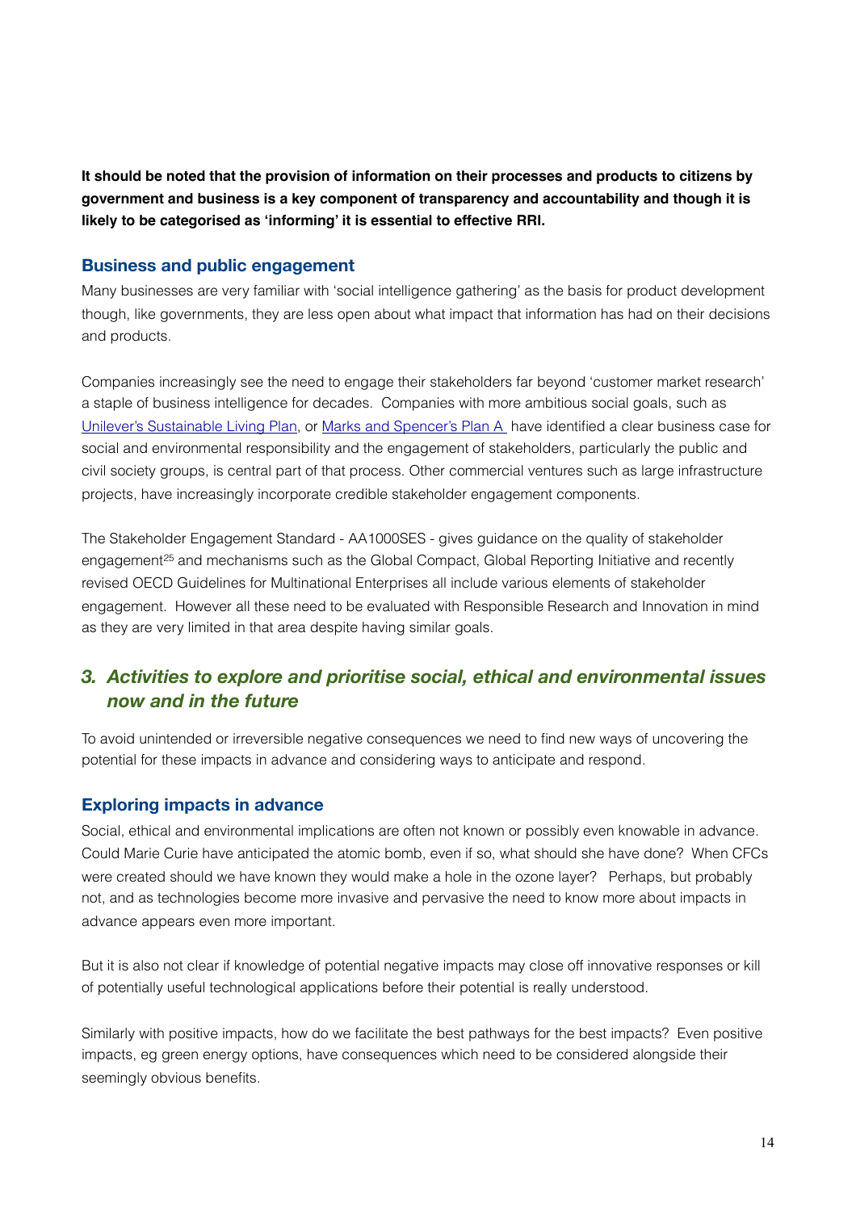**It should be noted that the provision of information on their processes and products to citizens by government and business is a key component of transparency and accountability and though it is likely to be categorised as 'informing' it is essential to effective RRI.**

### Business and public engagement

Many businesses are very familiar with 'social intelligence gathering' as the basis for product development though, like governments, they are less open about what impact that information has had on their decisions and products.

Companies increasingly see the need to engage their stakeholders far beyond 'customer market research' a staple of business intelligence for decades. Companies with more ambitious social goals, such as Unilever's Sustainable Living Plan, or Marks and Spencer's Plan A have identified a clear business case for social and environmental responsibility and the engagement of stakeholders, particularly the public and civil society groups, is central part of that process. Other commercial ventures such as large infrastructure projects, have increasingly incorporate credible stakeholder engagement components.

The Stakeholder Engagement Standard - AA1000SES - gives guidance on the quality of stakeholder engagement[25] and mechanisms such as the Global Compact, Global Reporting Initiative and recently revised OECD Guidelines for Multinational Enterprises all include various elements of stakeholder engagement. However all these need to be evaluated with Responsible Research and Innovation in mind as they are very limited in that area despite having similar goals.

## *3. Activities to explore and prioritise social, ethical and environmental issues now and in the future*

To avoid unintended or irreversible negative consequences we need to find new ways of uncovering the potential for these impacts in advance and considering ways to anticipate and respond.

### Exploring impacts in advance

Social, ethical and environmental implications are often not known or possibly even knowable in advance. Could Marie Curie have anticipated the atomic bomb, even if so, what should she have done? When CFCs were created should we have known they would make a hole in the ozone layer? Perhaps, but probably not, and as technologies become more invasive and pervasive the need to know more about impacts in advance appears even more important.

But it is also not clear if knowledge of potential negative impacts may close off innovative responses or kill of potentially useful technological applications before their potential is really understood.

Similarly with positive impacts, how do we facilitate the best pathways for the best impacts? Even positive impacts, eg green energy options, have consequences which need to be considered alongside their seemingly obvious benefits.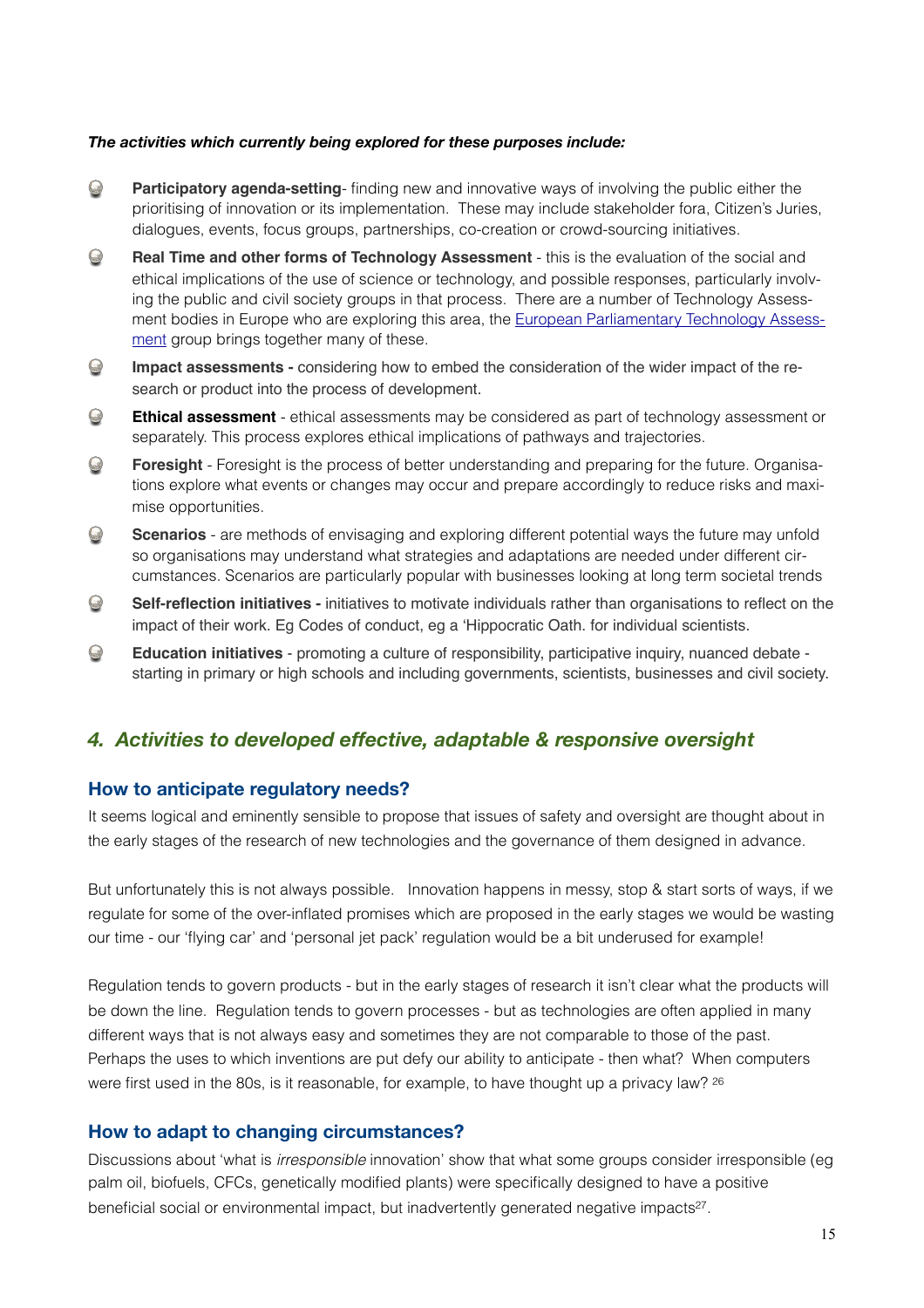***The activities which currently being explored for these purposes include:***

- **Participatory agenda-setting**- finding new and innovative ways of involving the public either the prioritising of innovation or its implementation. These may include stakeholder fora, Citizen's Juries, dialogues, events, focus groups, partnerships, co-creation or crowd-sourcing initiatives.
- **Real Time and other forms of Technology Assessment** - this is the evaluation of the social and ethical implications of the use of science or technology, and possible responses, particularly involving the public and civil society groups in that process. There are a number of Technology Assessment bodies in Europe who are exploring this area, the European Parliamentary Technology Assessment group brings together many of these.
- **Impact assessments -** considering how to embed the consideration of the wider impact of the research or product into the process of development.
- **Ethical assessment** - ethical assessments may be considered as part of technology assessment or separately. This process explores ethical implications of pathways and trajectories.
- **Foresight** - Foresight is the process of better understanding and preparing for the future. Organisations explore what events or changes may occur and prepare accordingly to reduce risks and maximise opportunities.
- **Scenarios** - are methods of envisaging and exploring different potential ways the future may unfold so organisations may understand what strategies and adaptations are needed under different circumstances. Scenarios are particularly popular with businesses looking at long term societal trends
- **Self-reflection initiatives -** initiatives to motivate individuals rather than organisations to reflect on the impact of their work. Eg Codes of conduct, eg a 'Hippocratic Oath. for individual scientists.
- **Education initiatives** - promoting a culture of responsibility, participative inquiry, nuanced debate - starting in primary or high schools and including governments, scientists, businesses and civil society.

## *4. Activities to developed effective, adaptable & responsive oversight*

### How to anticipate regulatory needs?

It seems logical and eminently sensible to propose that issues of safety and oversight are thought about in the early stages of the research of new technologies and the governance of them designed in advance.

But unfortunately this is not always possible. Innovation happens in messy, stop & start sorts of ways, if we regulate for some of the over-inflated promises which are proposed in the early stages we would be wasting our time - our 'flying car' and 'personal jet pack' regulation would be a bit underused for example!

Regulation tends to govern products - but in the early stages of research it isn't clear what the products will be down the line. Regulation tends to govern processes - but as technologies are often applied in many different ways that is not always easy and sometimes they are not comparable to those of the past. Perhaps the uses to which inventions are put defy our ability to anticipate - then what? When computers were first used in the 80s, is it reasonable, for example, to have thought up a privacy law? [26]

### How to adapt to changing circumstances?

Discussions about 'what is *irresponsible* innovation' show that what some groups consider irresponsible (eg palm oil, biofuels, CFCs, genetically modified plants) were specifically designed to have a positive beneficial social or environmental impact, but inadvertently generated negative impacts[27].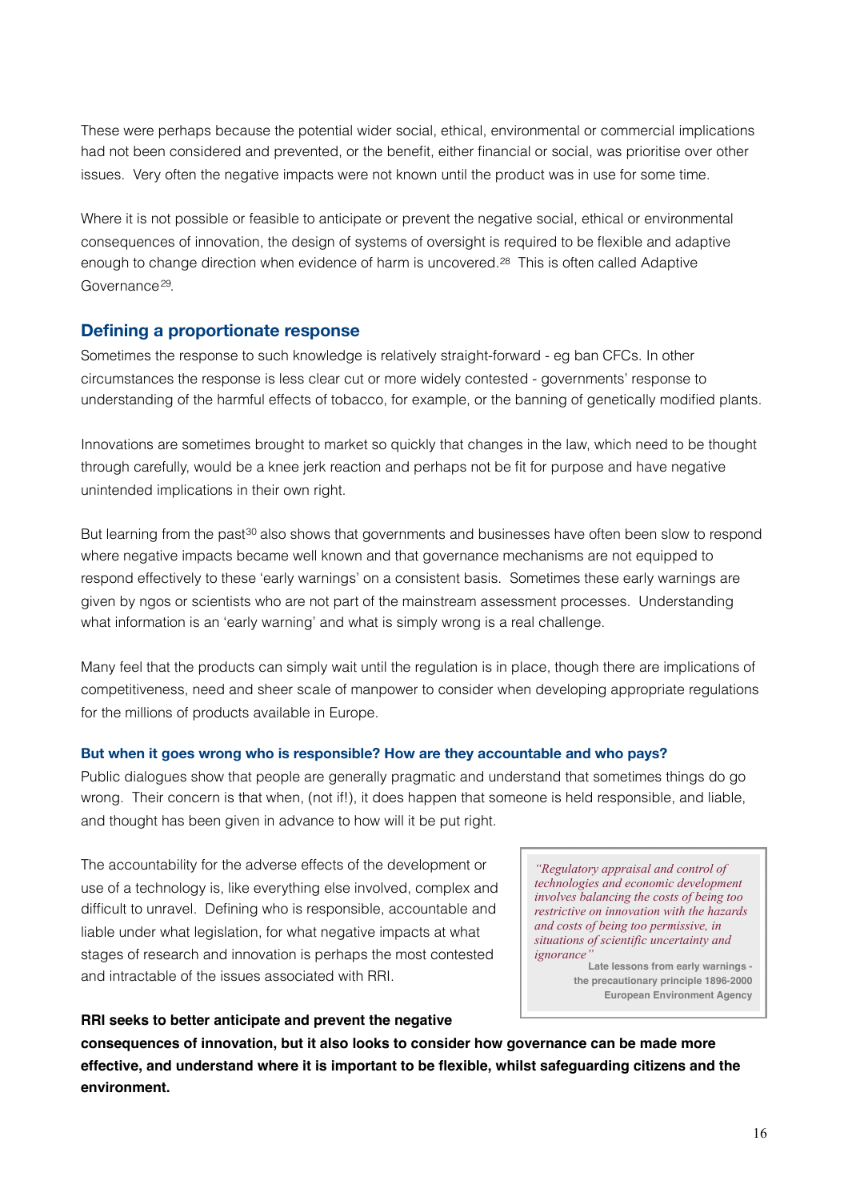These were perhaps because the potential wider social, ethical, environmental or commercial implications had not been considered and prevented, or the benefit, either financial or social, was prioritise over other issues. Very often the negative impacts were not known until the product was in use for some time.

Where it is not possible or feasible to anticipate or prevent the negative social, ethical or environmental consequences of innovation, the design of systems of oversight is required to be flexible and adaptive enough to change direction when evidence of harm is uncovered.[28] This is often called Adaptive Governance[29].

## Defining a proportionate response

Sometimes the response to such knowledge is relatively straight-forward - eg ban CFCs. In other circumstances the response is less clear cut or more widely contested - governments' response to understanding of the harmful effects of tobacco, for example, or the banning of genetically modified plants.

Innovations are sometimes brought to market so quickly that changes in the law, which need to be thought through carefully, would be a knee jerk reaction and perhaps not be fit for purpose and have negative unintended implications in their own right.

But learning from the past[30] also shows that governments and businesses have often been slow to respond where negative impacts became well known and that governance mechanisms are not equipped to respond effectively to these 'early warnings' on a consistent basis. Sometimes these early warnings are given by ngos or scientists who are not part of the mainstream assessment processes. Understanding what information is an 'early warning' and what is simply wrong is a real challenge.

Many feel that the products can simply wait until the regulation is in place, though there are implications of competitiveness, need and sheer scale of manpower to consider when developing appropriate regulations for the millions of products available in Europe.

### But when it goes wrong who is responsible? How are they accountable and who pays?

Public dialogues show that people are generally pragmatic and understand that sometimes things do go wrong. Their concern is that when, (not if!), it does happen that someone is held responsible, and liable, and thought has been given in advance to how will it be put right.

The accountability for the adverse effects of the development or use of a technology is, like everything else involved, complex and difficult to unravel. Defining who is responsible, accountable and liable under what legislation, for what negative impacts at what stages of research and innovation is perhaps the most contested and intractable of the issues associated with RRI.

> *"Regulatory appraisal and control of technologies and economic development involves balancing the costs of being too restrictive on innovation with the hazards and costs of being too permissive, in situations of scientific uncertainty and ignorance"*
>
> **Late lessons from early warnings - the precautionary principle 1896-2000 European Environment Agency**

**RRI seeks to better anticipate and prevent the negative consequences of innovation, but it also looks to consider how governance can be made more effective, and understand where it is important to be flexible, whilst safeguarding citizens and the environment.**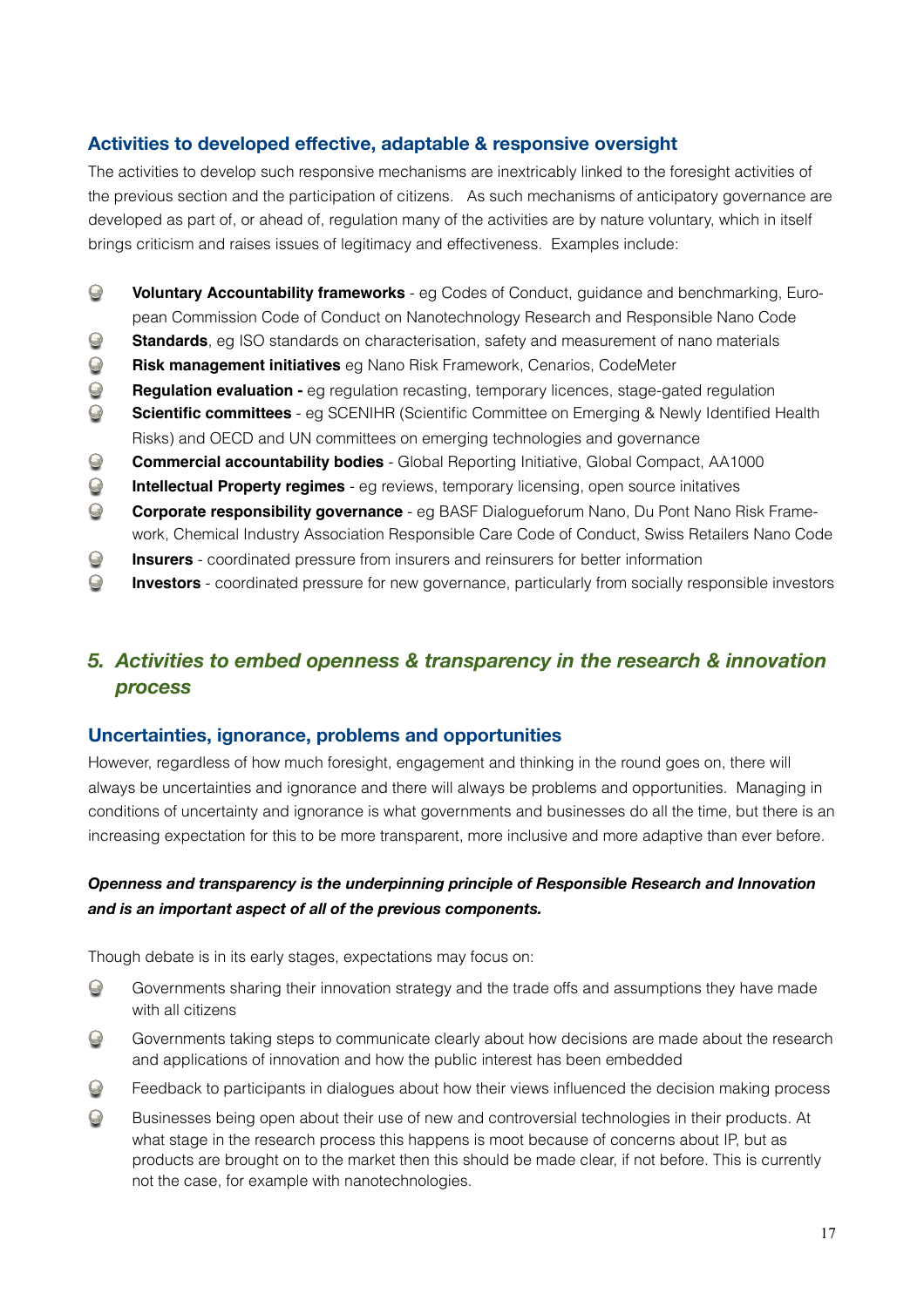### Activities to developed effective, adaptable & responsive oversight

The activities to develop such responsive mechanisms are inextricably linked to the foresight activities of the previous section and the participation of citizens.   As such mechanisms of anticipatory governance are developed as part of, or ahead of, regulation many of the activities are by nature voluntary, which in itself brings criticism and raises issues of legitimacy and effectiveness.  Examples include:

- **Voluntary Accountability frameworks** - eg Codes of Conduct, guidance and benchmarking, European Commission Code of Conduct on Nanotechnology Research and Responsible Nano Code
- **Standards**, eg ISO standards on characterisation, safety and measurement of nano materials
- **Risk management initiatives** eg Nano Risk Framework, Cenarios, CodeMeter
- **Regulation evaluation -** eg regulation recasting, temporary licences, stage-gated regulation
- **Scientific committees** - eg SCENIHR (Scientific Committee on Emerging & Newly Identified Health Risks) and OECD and UN committees on emerging technologies and governance
- **Commercial accountability bodies** - Global Reporting Initiative, Global Compact, AA1000
- **Intellectual Property regimes** - eg reviews, temporary licensing, open source initatives
- **Corporate responsibility governance** - eg BASF Dialogueforum Nano, Du Pont Nano Risk Framework, Chemical Industry Association Responsible Care Code of Conduct, Swiss Retailers Nano Code
- **Insurers** - coordinated pressure from insurers and reinsurers for better information
- **Investors** - coordinated pressure for new governance, particularly from socially responsible investors

## *5. Activities to embed openness & transparency in the research & innovation process*

### Uncertainties, ignorance, problems and opportunities

However, regardless of how much foresight, engagement and thinking in the round goes on, there will always be uncertainties and ignorance and there will always be problems and opportunities.  Managing in conditions of uncertainty and ignorance is what governments and businesses do all the time, but there is an increasing expectation for this to be more transparent, more inclusive and more adaptive than ever before.

***Openness and transparency is the underpinning principle of Responsible Research and Innovation and is an important aspect of all of the previous components.***

Though debate is in its early stages, expectations may focus on:

- Governments sharing their innovation strategy and the trade offs and assumptions they have made with all citizens
- Governments taking steps to communicate clearly about how decisions are made about the research and applications of innovation and how the public interest has been embedded
- Feedback to participants in dialogues about how their views influenced the decision making process
- Businesses being open about their use of new and controversial technologies in their products. At what stage in the research process this happens is moot because of concerns about IP, but as products are brought on to the market then this should be made clear, if not before. This is currently not the case, for example with nanotechnologies.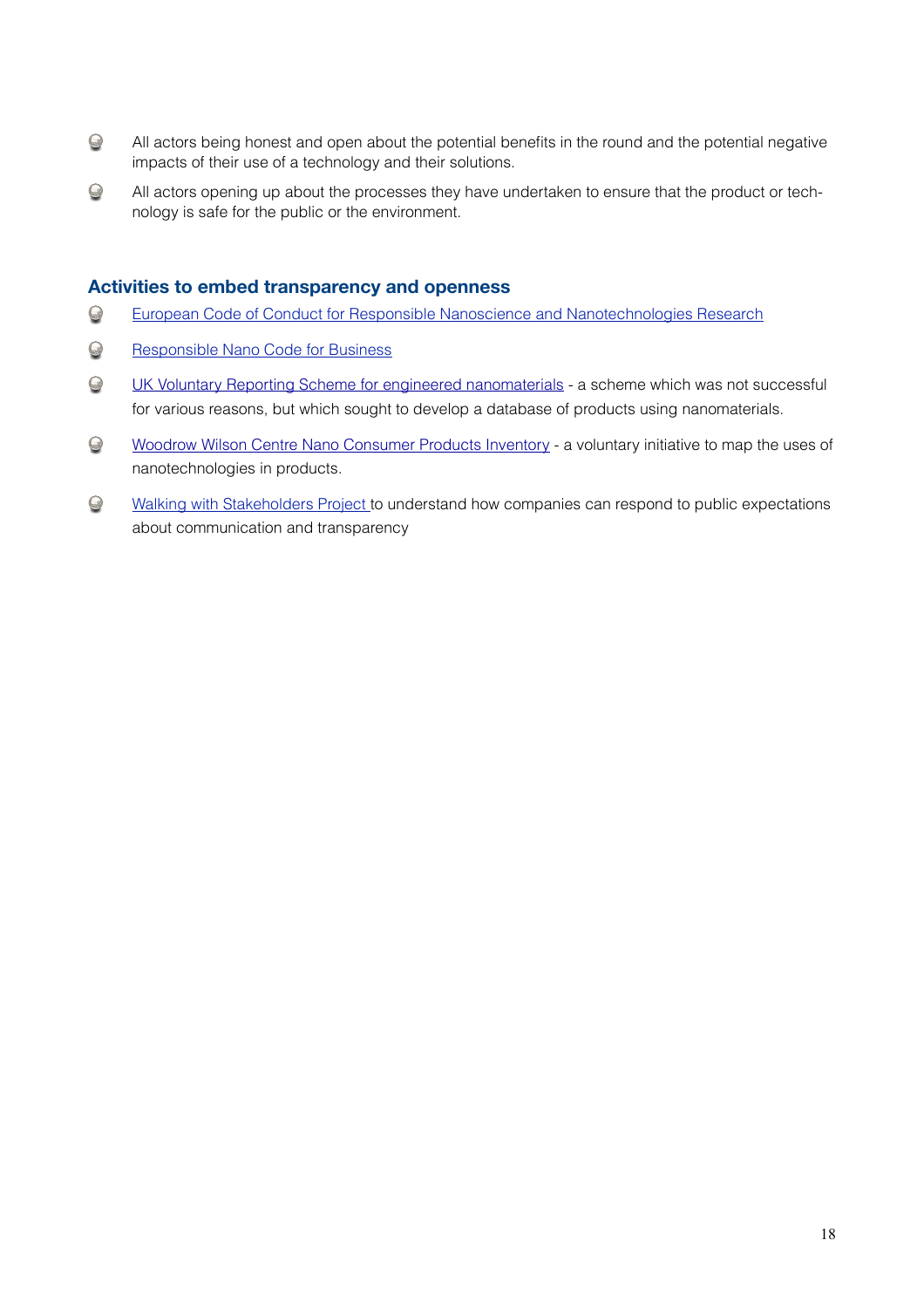- All actors being honest and open about the potential benefits in the round and the potential negative impacts of their use of a technology and their solutions.
- All actors opening up about the processes they have undertaken to ensure that the product or technology is safe for the public or the environment.

### Activities to embed transparency and openness

- European Code of Conduct for Responsible Nanoscience and Nanotechnologies Research
- Responsible Nano Code for Business
- UK Voluntary Reporting Scheme for engineered nanomaterials - a scheme which was not successful for various reasons, but which sought to develop a database of products using nanomaterials.
- Woodrow Wilson Centre Nano Consumer Products Inventory - a voluntary initiative to map the uses of nanotechnologies in products.
- Walking with Stakeholders Project to understand how companies can respond to public expectations about communication and transparency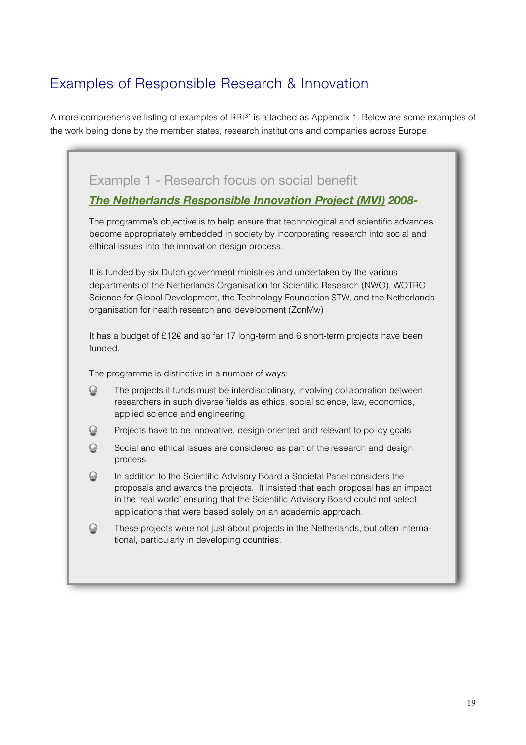# Examples of Responsible Research & Innovation

A more comprehensive listing of examples of RRI[31] is attached as Appendix 1. Below are some examples of the work being done by the member states, research institutions and companies across Europe.

## Example 1 - Research focus on social benefit

### ***The Netherlands Responsible Innovation Project (MVI) 2008-***

The programme's objective is to help ensure that technological and scientific advances become appropriately embedded in society by incorporating research into social and ethical issues into the innovation design process.

It is funded by six Dutch government ministries and undertaken by the various departments of the Netherlands Organisation for Scientific Research (NWO), WOTRO Science for Global Development, the Technology Foundation STW, and the Netherlands organisation for health research and development (ZonMw)

It has a budget of £12€ and so far 17 long-term and 6 short-term projects have been funded.

The programme is distinctive in a number of ways:

- The projects it funds must be interdisciplinary, involving collaboration between researchers in such diverse fields as ethics, social science, law, economics, applied science and engineering
- Projects have to be innovative, design-oriented and relevant to policy goals
- Social and ethical issues are considered as part of the research and design process
- In addition to the Scientific Advisory Board a Societal Panel considers the proposals and awards the projects. It insisted that each proposal has an impact in the 'real world' ensuring that the Scientific Advisory Board could not select applications that were based solely on an academic approach.
- These projects were not just about projects in the Netherlands, but often international, particularly in developing countries.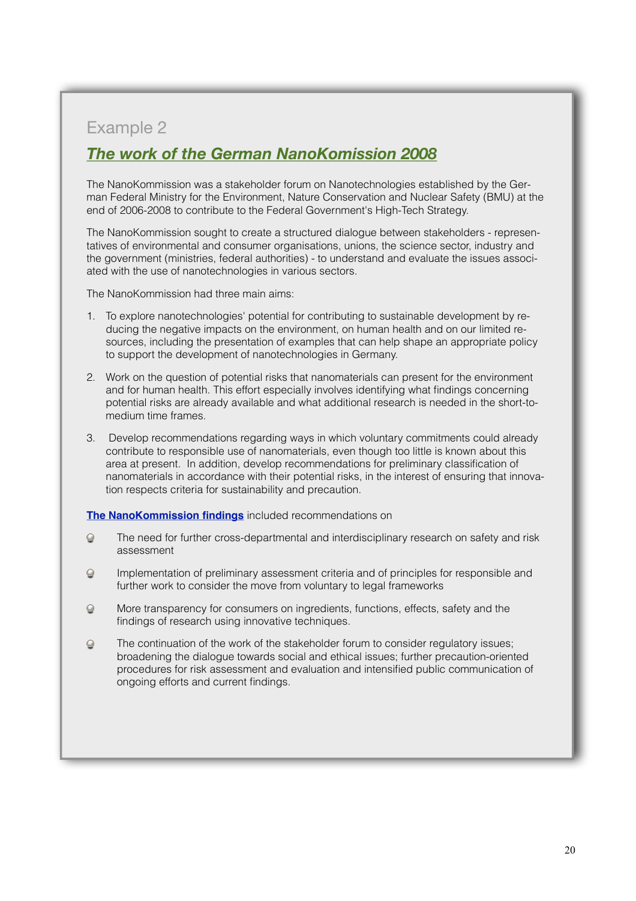Example 2

## ***The work of the German NanoKomission 2008***

The NanoKommission was a stakeholder forum on Nanotechnologies established by the German Federal Ministry for the Environment, Nature Conservation and Nuclear Safety (BMU) at the end of 2006-2008 to contribute to the Federal Government's High-Tech Strategy.

The NanoKommission sought to create a structured dialogue between stakeholders - representatives of environmental and consumer organisations, unions, the science sector, industry and the government (ministries, federal authorities) - to understand and evaluate the issues associated with the use of nanotechnologies in various sectors.

The NanoKommission had three main aims:

1. To explore nanotechnologies' potential for contributing to sustainable development by reducing the negative impacts on the environment, on human health and on our limited resources, including the presentation of examples that can help shape an appropriate policy to support the development of nanotechnologies in Germany.

2. Work on the question of potential risks that nanomaterials can present for the environment and for human health. This effort especially involves identifying what findings concerning potential risks are already available and what additional research is needed in the short-to-medium time frames.

3. Develop recommendations regarding ways in which voluntary commitments could already contribute to responsible use of nanomaterials, even though too little is known about this area at present. In addition, develop recommendations for preliminary classification of nanomaterials in accordance with their potential risks, in the interest of ensuring that innovation respects criteria for sustainability and precaution.

**The NanoKommission findings** included recommendations on

- The need for further cross-departmental and interdisciplinary research on safety and risk assessment
- Implementation of preliminary assessment criteria and of principles for responsible and further work to consider the move from voluntary to legal frameworks
- More transparency for consumers on ingredients, functions, effects, safety and the findings of research using innovative techniques.
- The continuation of the work of the stakeholder forum to consider regulatory issues; broadening the dialogue towards social and ethical issues; further precaution-oriented procedures for risk assessment and evaluation and intensified public communication of ongoing efforts and current findings.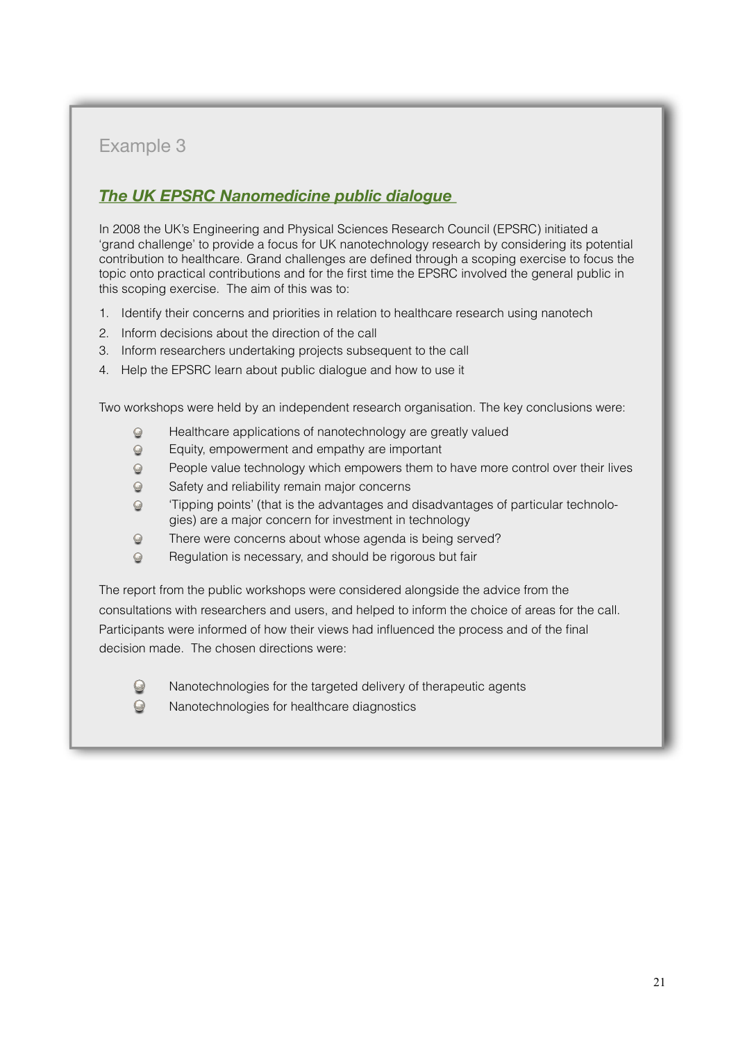Example 3

## ***The UK EPSRC Nanomedicine public dialogue***

In 2008 the UK's Engineering and Physical Sciences Research Council (EPSRC) initiated a 'grand challenge' to provide a focus for UK nanotechnology research by considering its potential contribution to healthcare. Grand challenges are defined through a scoping exercise to focus the topic onto practical contributions and for the first time the EPSRC involved the general public in this scoping exercise. The aim of this was to:

1. Identify their concerns and priorities in relation to healthcare research using nanotech
2. Inform decisions about the direction of the call
3. Inform researchers undertaking projects subsequent to the call
4. Help the EPSRC learn about public dialogue and how to use it

Two workshops were held by an independent research organisation. The key conclusions were:

- Healthcare applications of nanotechnology are greatly valued
- Equity, empowerment and empathy are important
- People value technology which empowers them to have more control over their lives
- Safety and reliability remain major concerns
- 'Tipping points' (that is the advantages and disadvantages of particular technologies) are a major concern for investment in technology
- There were concerns about whose agenda is being served?
- Regulation is necessary, and should be rigorous but fair

The report from the public workshops were considered alongside the advice from the consultations with researchers and users, and helped to inform the choice of areas for the call. Participants were informed of how their views had influenced the process and of the final decision made. The chosen directions were:

- Nanotechnologies for the targeted delivery of therapeutic agents
- Nanotechnologies for healthcare diagnostics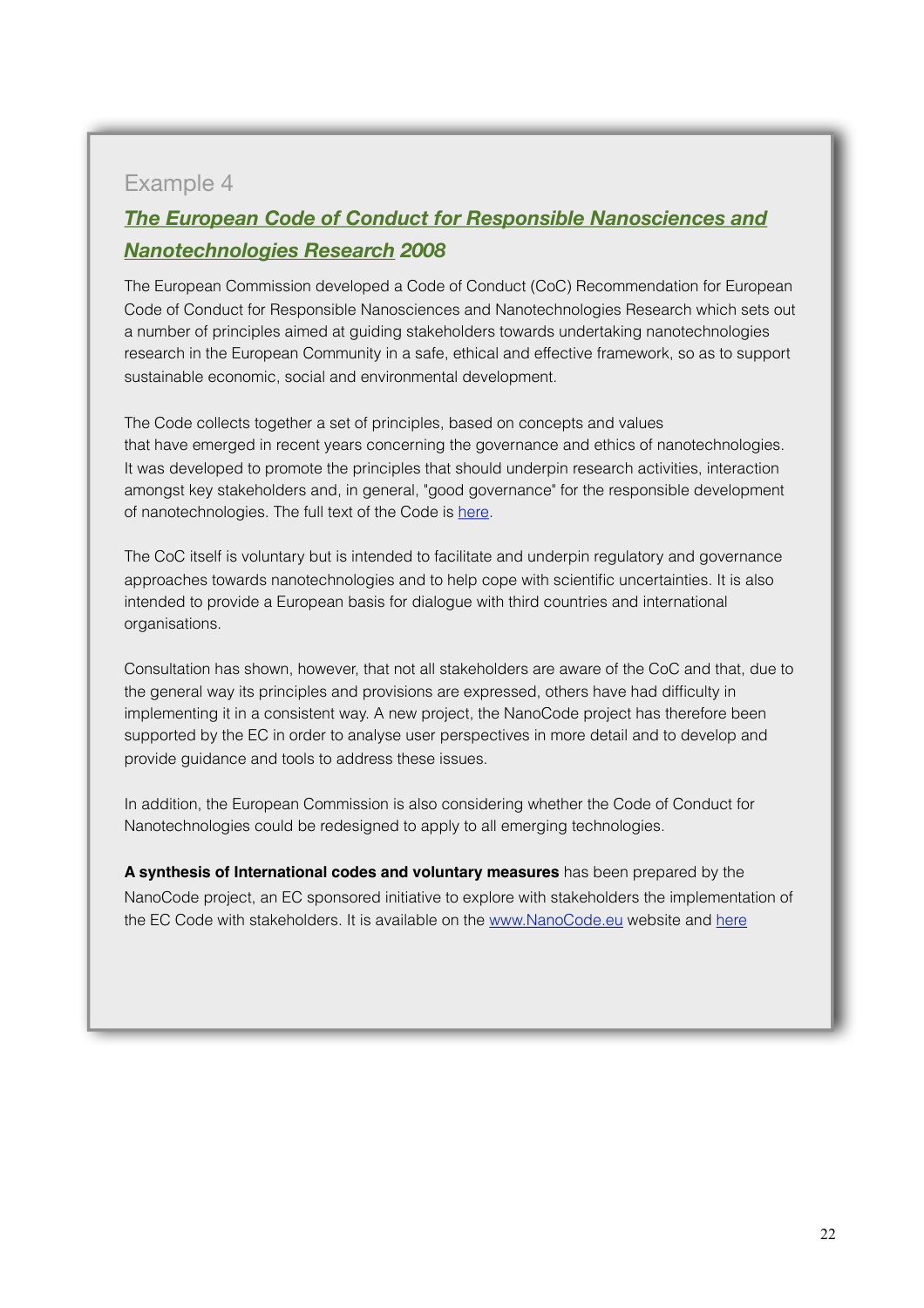Example 4

## *The European Code of Conduct for Responsible Nanosciences and Nanotechnologies Research 2008*

The European Commission developed a Code of Conduct (CoC) Recommendation for European Code of Conduct for Responsible Nanosciences and Nanotechnologies Research which sets out a number of principles aimed at guiding stakeholders towards undertaking nanotechnologies research in the European Community in a safe, ethical and effective framework, so as to support sustainable economic, social and environmental development.

The Code collects together a set of principles, based on concepts and values that have emerged in recent years concerning the governance and ethics of nanotechnologies. It was developed to promote the principles that should underpin research activities, interaction amongst key stakeholders and, in general, "good governance" for the responsible development of nanotechnologies. The full text of the Code is here.

The CoC itself is voluntary but is intended to facilitate and underpin regulatory and governance approaches towards nanotechnologies and to help cope with scientific uncertainties. It is also intended to provide a European basis for dialogue with third countries and international organisations.

Consultation has shown, however, that not all stakeholders are aware of the CoC and that, due to the general way its principles and provisions are expressed, others have had difficulty in implementing it in a consistent way. A new project, the NanoCode project has therefore been supported by the EC in order to analyse user perspectives in more detail and to develop and provide guidance and tools to address these issues.

In addition, the European Commission is also considering whether the Code of Conduct for Nanotechnologies could be redesigned to apply to all emerging technologies.

**A synthesis of International codes and voluntary measures** has been prepared by the NanoCode project, an EC sponsored initiative to explore with stakeholders the implementation of the EC Code with stakeholders. It is available on the www.NanoCode.eu website and here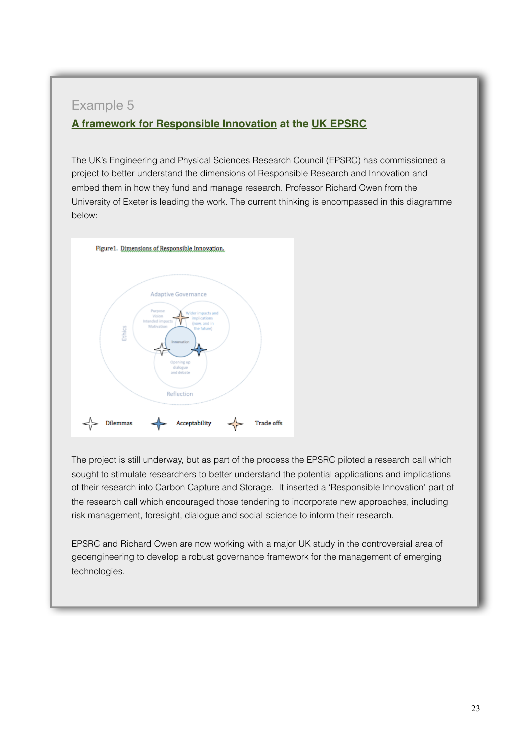Example 5

## A framework for Responsible Innovation at the UK EPSRC

The UK's Engineering and Physical Sciences Research Council (EPSRC) has commissioned a project to better understand the dimensions of Responsible Research and Innovation and embed them in how they fund and manage research. Professor Richard Owen from the University of Exeter is leading the work. The current thinking is encompassed in this diagramme below:

Figure1. Dimensions of Responsible Innovation.

Adaptive Governance

Purpose
Vision
Intended impacts
Motivation

Wider impacts and implications (now, and in the future)

Ethics

Innovation

Opening up dialogue and debate

Reflection

Dilemmas    Acceptability    Trade offs

The project is still underway, but as part of the process the EPSRC piloted a research call which sought to stimulate researchers to better understand the potential applications and implications of their research into Carbon Capture and Storage. It inserted a 'Responsible Innovation' part of the research call which encouraged those tendering to incorporate new approaches, including risk management, foresight, dialogue and social science to inform their research.

EPSRC and Richard Owen are now working with a major UK study in the controversial area of geoengineering to develop a robust governance framework for the management of emerging technologies.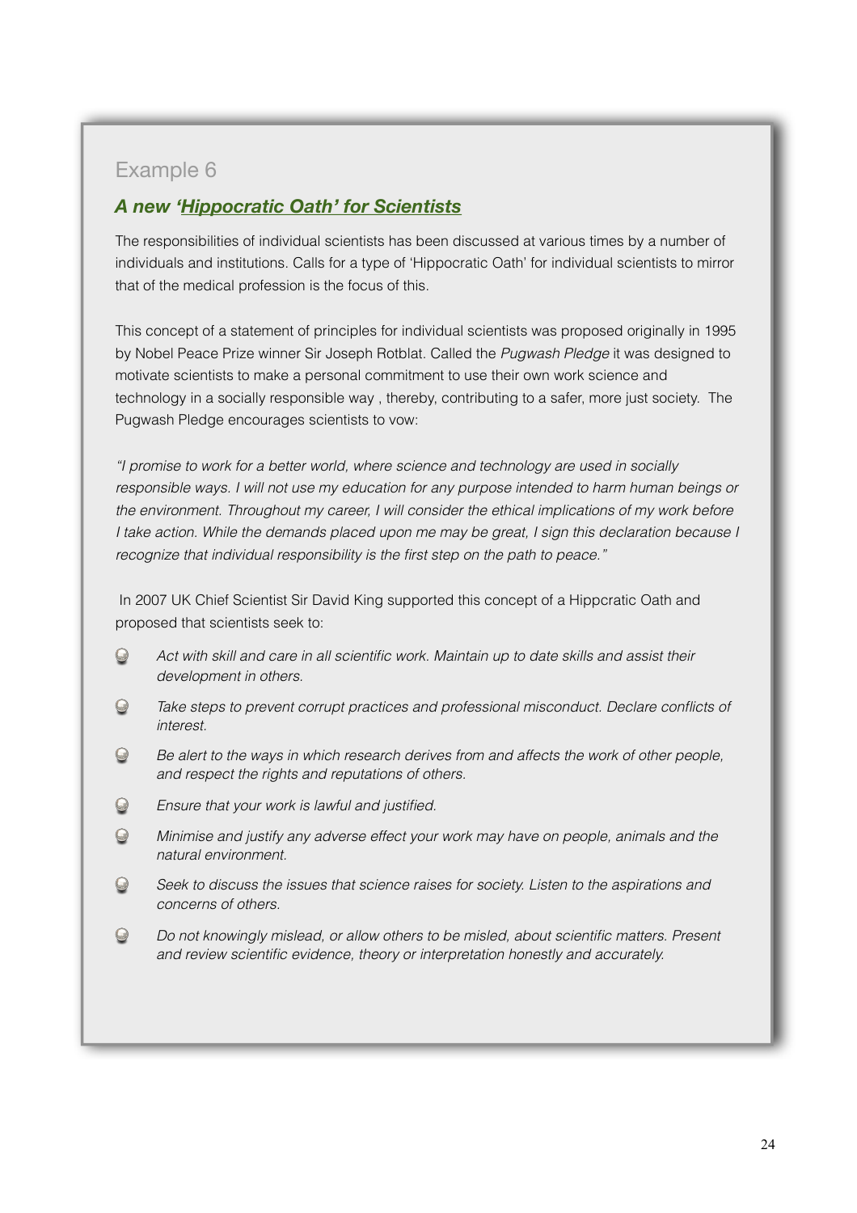Example 6

## *A new 'Hippocratic Oath' for Scientists*

The responsibilities of individual scientists has been discussed at various times by a number of individuals and institutions. Calls for a type of 'Hippocratic Oath' for individual scientists to mirror that of the medical profession is the focus of this.

This concept of a statement of principles for individual scientists was proposed originally in 1995 by Nobel Peace Prize winner Sir Joseph Rotblat. Called the *Pugwash Pledge* it was designed to motivate scientists to make a personal commitment to use their own work science and technology in a socially responsible way , thereby, contributing to a safer, more just society. The Pugwash Pledge encourages scientists to vow:

*"I promise to work for a better world, where science and technology are used in socially responsible ways. I will not use my education for any purpose intended to harm human beings or the environment. Throughout my career, I will consider the ethical implications of my work before I take action. While the demands placed upon me may be great, I sign this declaration because I recognize that individual responsibility is the first step on the path to peace."*

In 2007 UK Chief Scientist Sir David King supported this concept of a Hippcratic Oath and proposed that scientists seek to:

- *Act with skill and care in all scientific work. Maintain up to date skills and assist their development in others.*
- *Take steps to prevent corrupt practices and professional misconduct. Declare conflicts of interest.*
- *Be alert to the ways in which research derives from and affects the work of other people, and respect the rights and reputations of others.*
- *Ensure that your work is lawful and justified.*
- *Minimise and justify any adverse effect your work may have on people, animals and the natural environment.*
- *Seek to discuss the issues that science raises for society. Listen to the aspirations and concerns of others.*
- *Do not knowingly mislead, or allow others to be misled, about scientific matters. Present and review scientific evidence, theory or interpretation honestly and accurately.*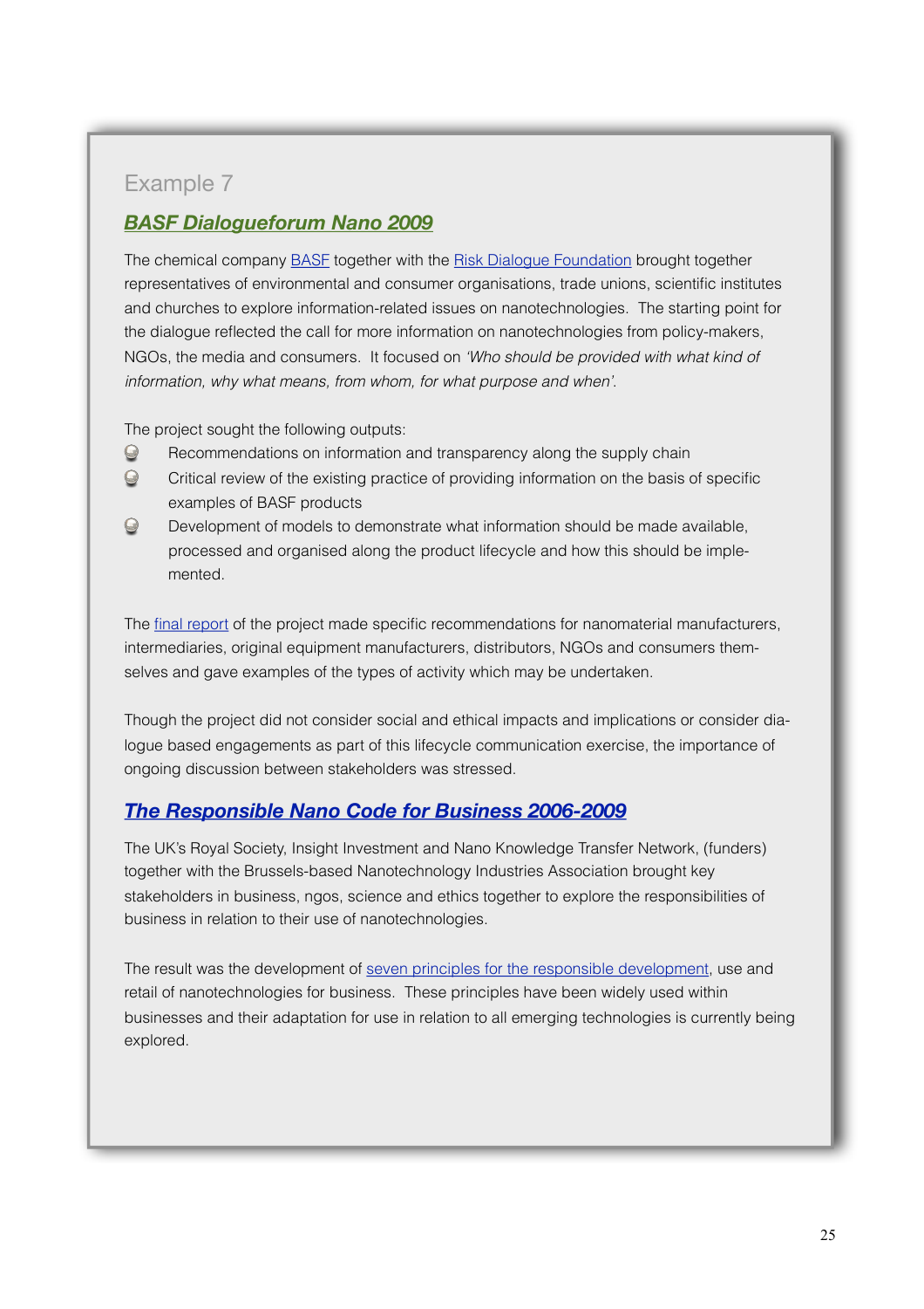Example 7

## ***BASF Dialogueforum Nano 2009***

The chemical company BASF together with the Risk Dialogue Foundation brought together representatives of environmental and consumer organisations, trade unions, scientific institutes and churches to explore information-related issues on nanotechnologies. The starting point for the dialogue reflected the call for more information on nanotechnologies from policy-makers, NGOs, the media and consumers. It focused on *'Who should be provided with what kind of information, why what means, from whom, for what purpose and when'*.

The project sought the following outputs:

- Recommendations on information and transparency along the supply chain
- Critical review of the existing practice of providing information on the basis of specific examples of BASF products
- Development of models to demonstrate what information should be made available, processed and organised along the product lifecycle and how this should be implemented.

The final report of the project made specific recommendations for nanomaterial manufacturers, intermediaries, original equipment manufacturers, distributors, NGOs and consumers themselves and gave examples of the types of activity which may be undertaken.

Though the project did not consider social and ethical impacts and implications or consider dialogue based engagements as part of this lifecycle communication exercise, the importance of ongoing discussion between stakeholders was stressed.

## ***The Responsible Nano Code for Business 2006-2009***

The UK's Royal Society, Insight Investment and Nano Knowledge Transfer Network, (funders) together with the Brussels-based Nanotechnology Industries Association brought key stakeholders in business, ngos, science and ethics together to explore the responsibilities of business in relation to their use of nanotechnologies.

The result was the development of seven principles for the responsible development, use and retail of nanotechnologies for business. These principles have been widely used within businesses and their adaptation for use in relation to all emerging technologies is currently being explored.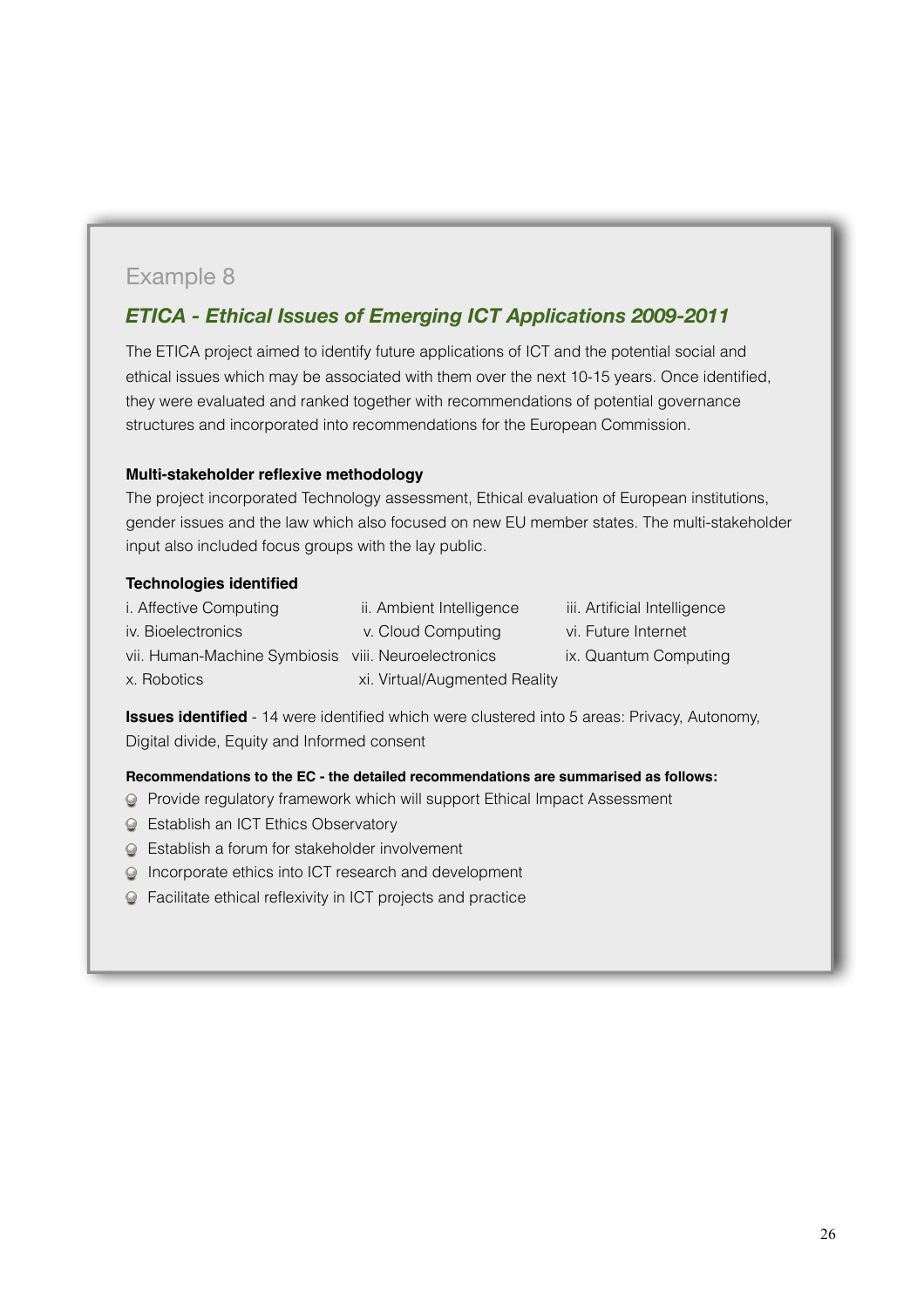Example 8

## *ETICA - Ethical Issues of Emerging ICT Applications 2009-2011*

The ETICA project aimed to identify future applications of ICT and the potential social and ethical issues which may be associated with them over the next 10-15 years. Once identified, they were evaluated and ranked together with recommendations of potential governance structures and incorporated into recommendations for the European Commission.

**Multi-stakeholder reflexive methodology**

The project incorporated Technology assessment, Ethical evaluation of European institutions, gender issues and the law which also focused on new EU member states. The multi-stakeholder input also included focus groups with the lay public.

**Technologies identified**

i. Affective Computing
ii. Ambient Intelligence
iii. Artificial Intelligence
iv. Bioelectronics
v. Cloud Computing
vi. Future Internet
vii. Human-Machine Symbiosis
viii. Neuroelectronics
ix. Quantum Computing
x. Robotics
xi. Virtual/Augmented Reality

**Issues identified** - 14 were identified which were clustered into 5 areas: Privacy, Autonomy, Digital divide, Equity and Informed consent

**Recommendations to the EC - the detailed recommendations are summarised as follows:**

- Provide regulatory framework which will support Ethical Impact Assessment
- Establish an ICT Ethics Observatory
- Establish a forum for stakeholder involvement
- Incorporate ethics into ICT research and development
- Facilitate ethical reflexivity in ICT projects and practice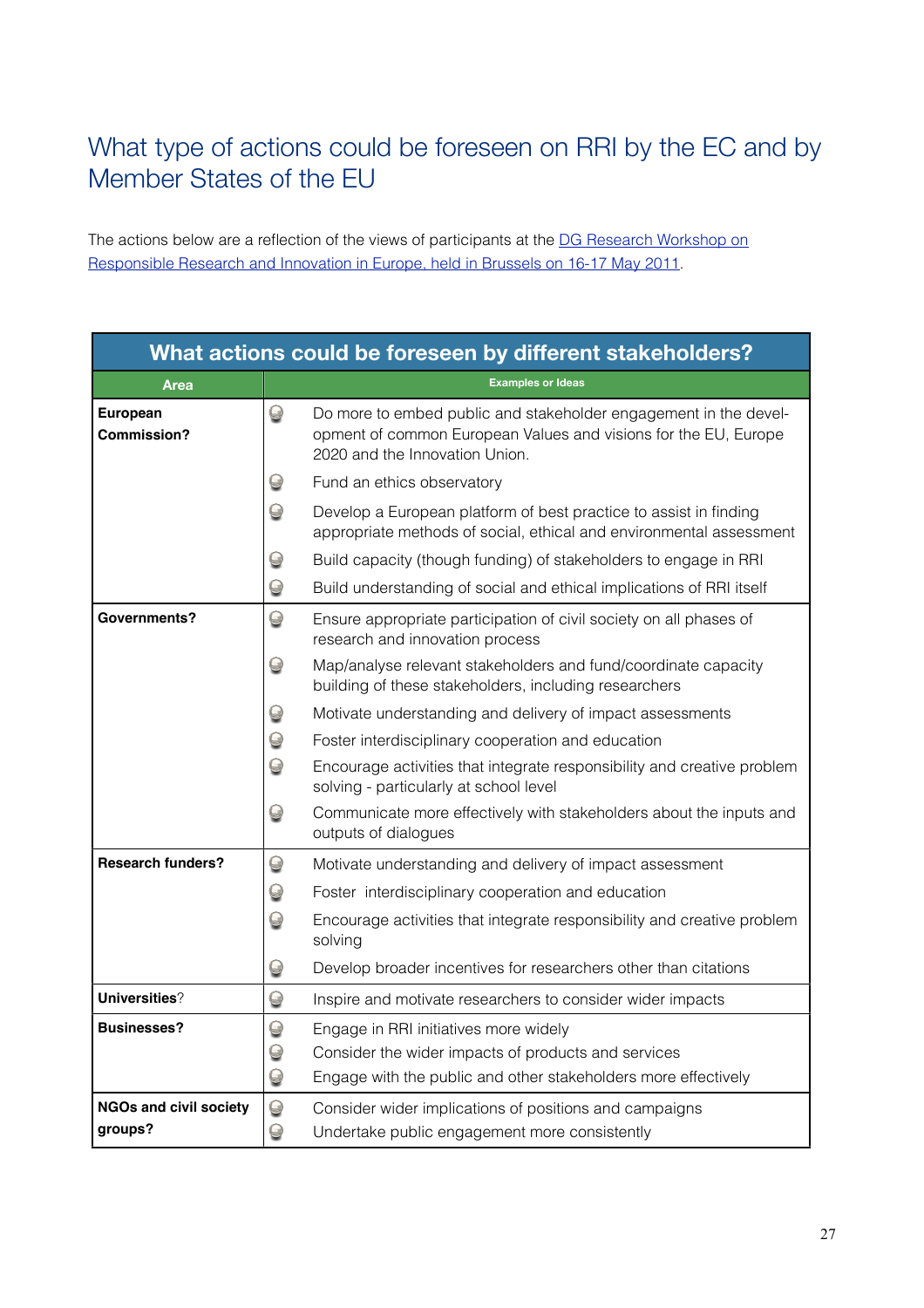# What type of actions could be foreseen on RRI by the EC and by Member States of the EU

The actions below are a reflection of the views of participants at the DG Research Workshop on Responsible Research and Innovation in Europe, held in Brussels on 16-17 May 2011.

| What actions could be foreseen by different stakeholders? | |
|---|---|
| **Area** | **Examples or Ideas** |
| **European Commission?** | Do more to embed public and stakeholder engagement in the development of common European Values and visions for the EU, Europe 2020 and the Innovation Union.<br>Fund an ethics observatory<br>Develop a European platform of best practice to assist in finding appropriate methods of social, ethical and environmental assessment<br>Build capacity (though funding) of stakeholders to engage in RRI<br>Build understanding of social and ethical implications of RRI itself |
| **Governments?** | Ensure appropriate participation of civil society on all phases of research and innovation process<br>Map/analyse relevant stakeholders and fund/coordinate capacity building of these stakeholders, including researchers<br>Motivate understanding and delivery of impact assessments<br>Foster interdisciplinary cooperation and education<br>Encourage activities that integrate responsibility and creative problem solving - particularly at school level<br>Communicate more effectively with stakeholders about the inputs and outputs of dialogues |
| **Research funders?** | Motivate understanding and delivery of impact assessment<br>Foster interdisciplinary cooperation and education<br>Encourage activities that integrate responsibility and creative problem solving<br>Develop broader incentives for researchers other than citations |
| **Universities?** | Inspire and motivate researchers to consider wider impacts |
| **Businesses?** | Engage in RRI initiatives more widely<br>Consider the wider impacts of products and services<br>Engage with the public and other stakeholders more effectively |
| **NGOs and civil society groups?** | Consider wider implications of positions and campaigns<br>Undertake public engagement more consistently |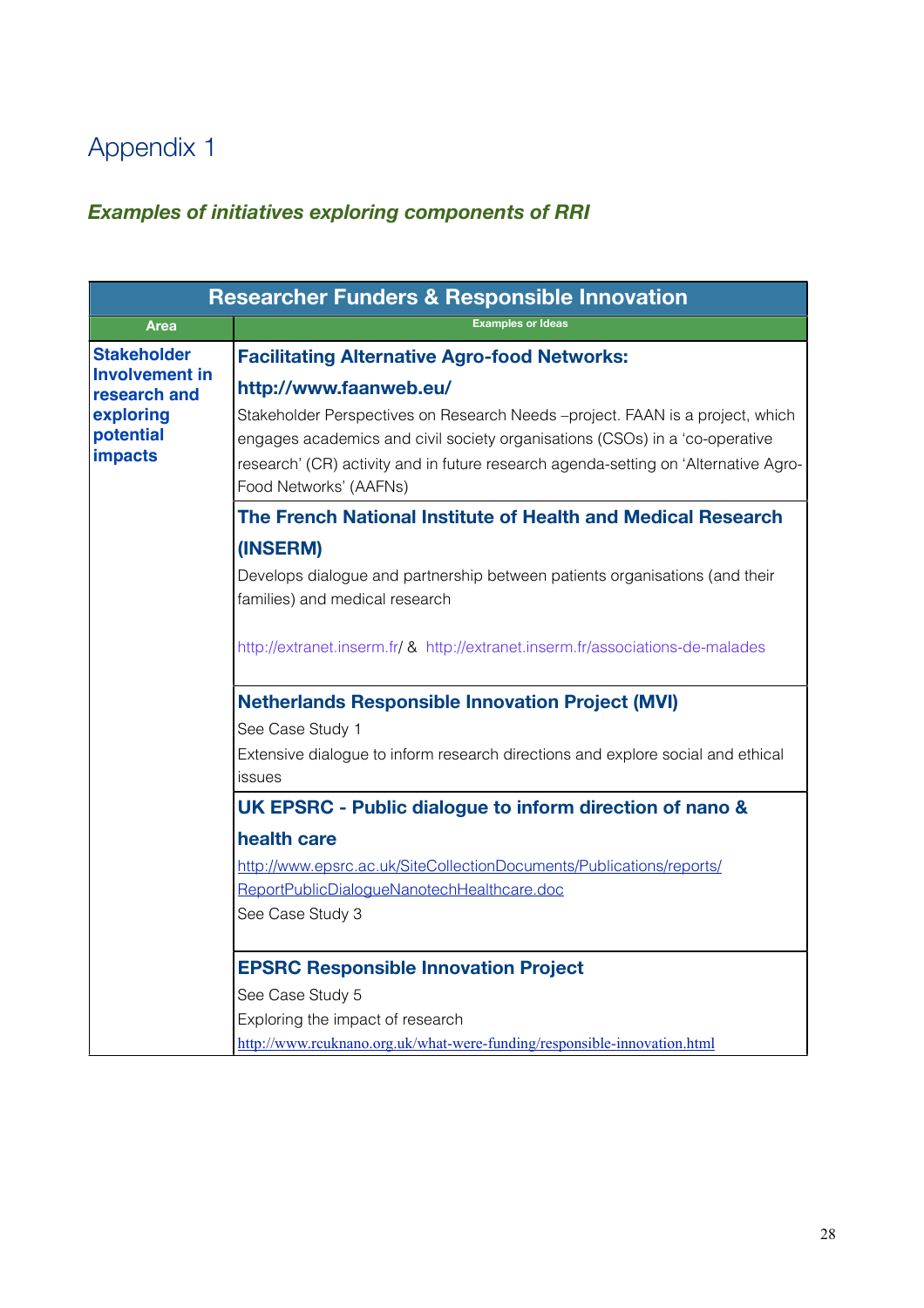# Appendix 1

***Examples of initiatives exploring components of RRI***

| Researcher Funders & Responsible Innovation | |
|---|---|
| **Area** | **Examples or Ideas** |
| **Stakeholder Involvement in research and exploring potential impacts** | **Facilitating Alternative Agro-food Networks:** **http://www.faanweb.eu/** Stakeholder Perspectives on Research Needs –project. FAAN is a project, which engages academics and civil society organisations (CSOs) in a 'co-operative research' (CR) activity and in future research agenda-setting on 'Alternative Agro-Food Networks' (AAFNs) |
| | **The French National Institute of Health and Medical Research (INSERM)** Develops dialogue and partnership between patients organisations (and their families) and medical research http://extranet.inserm.fr/ & http://extranet.inserm.fr/associations-de-malades |
| | **Netherlands Responsible Innovation Project (MVI)** See Case Study 1 Extensive dialogue to inform research directions and explore social and ethical issues |
| | **UK EPSRC - Public dialogue to inform direction of nano & health care** http://www.epsrc.ac.uk/SiteCollectionDocuments/Publications/reports/ReportPublicDialogueNanotechHealthcare.doc See Case Study 3 |
| | **EPSRC Responsible Innovation Project** See Case Study 5 Exploring the impact of research http://www.rcuknano.org.uk/what-were-funding/responsible-innovation.html |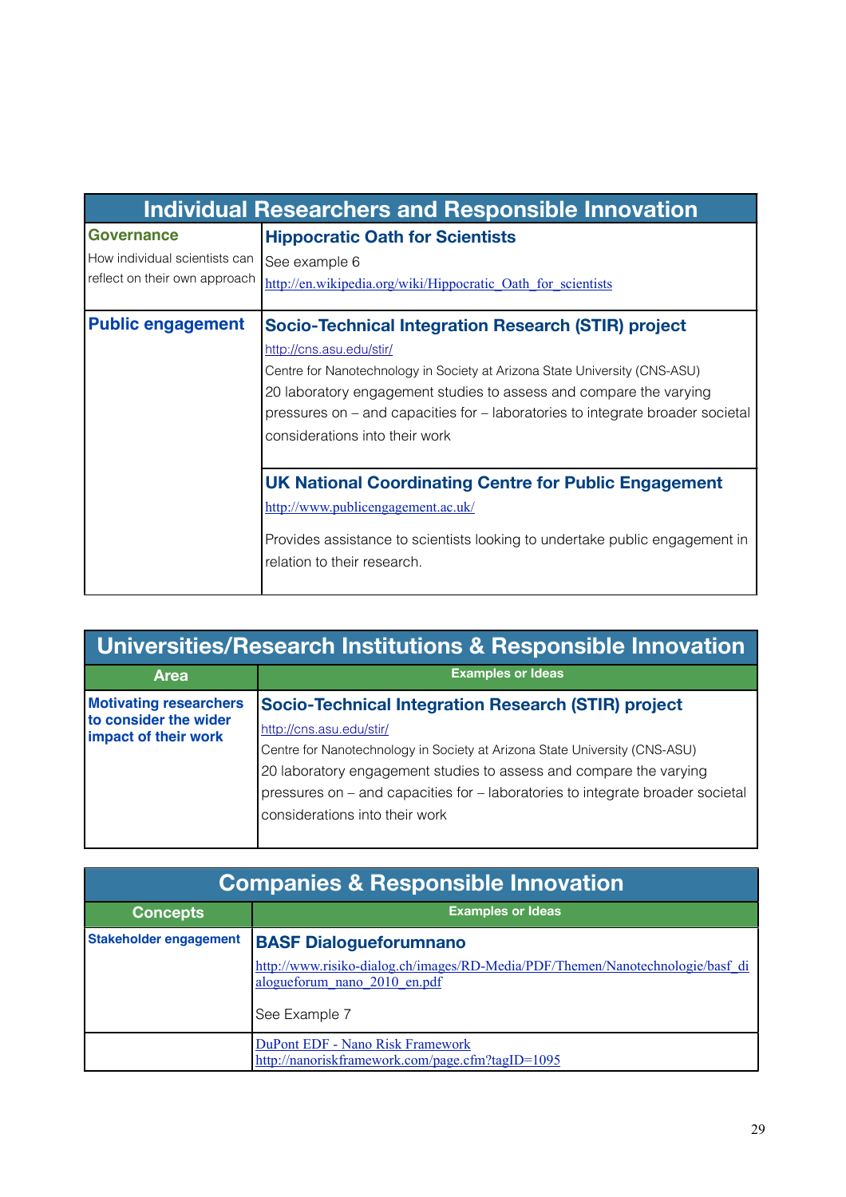| Individual Researchers and Responsible Innovation | |
|---|---|
| **Governance**<br>How individual scientists can reflect on their own approach | **Hippocratic Oath for Scientists**<br>See example 6<br>http://en.wikipedia.org/wiki/Hippocratic_Oath_for_scientists |
| **Public engagement** | **Socio-Technical Integration Research (STIR) project**<br>http://cns.asu.edu/stir/<br>Centre for Nanotechnology in Society at Arizona State University (CNS-ASU)<br>20 laboratory engagement studies to assess and compare the varying pressures on – and capacities for – laboratories to integrate broader societal considerations into their work |
| | **UK National Coordinating Centre for Public Engagement**<br>http://www.publicengagement.ac.uk/<br>Provides assistance to scientists looking to undertake public engagement in relation to their research. |

| Universities/Research Institutions & Responsible Innovation | |
|---|---|
| **Area** | **Examples or Ideas** |
| **Motivating researchers to consider the wider impact of their work** | **Socio-Technical Integration Research (STIR) project**<br>http://cns.asu.edu/stir/<br>Centre for Nanotechnology in Society at Arizona State University (CNS-ASU)<br>20 laboratory engagement studies to assess and compare the varying pressures on – and capacities for – laboratories to integrate broader societal considerations into their work |

| Companies & Responsible Innovation | |
|---|---|
| **Concepts** | **Examples or Ideas** |
| **Stakeholder engagement** | **BASF Dialogueforumnano**<br>http://www.risiko-dialog.ch/images/RD-Media/PDF/Themen/Nanotechnologie/basf_dialogueforum_nano_2010_en.pdf<br>See Example 7 |
| | DuPont EDF - Nano Risk Framework<br>http://nanoriskframework.com/page.cfm?tagID=1095 |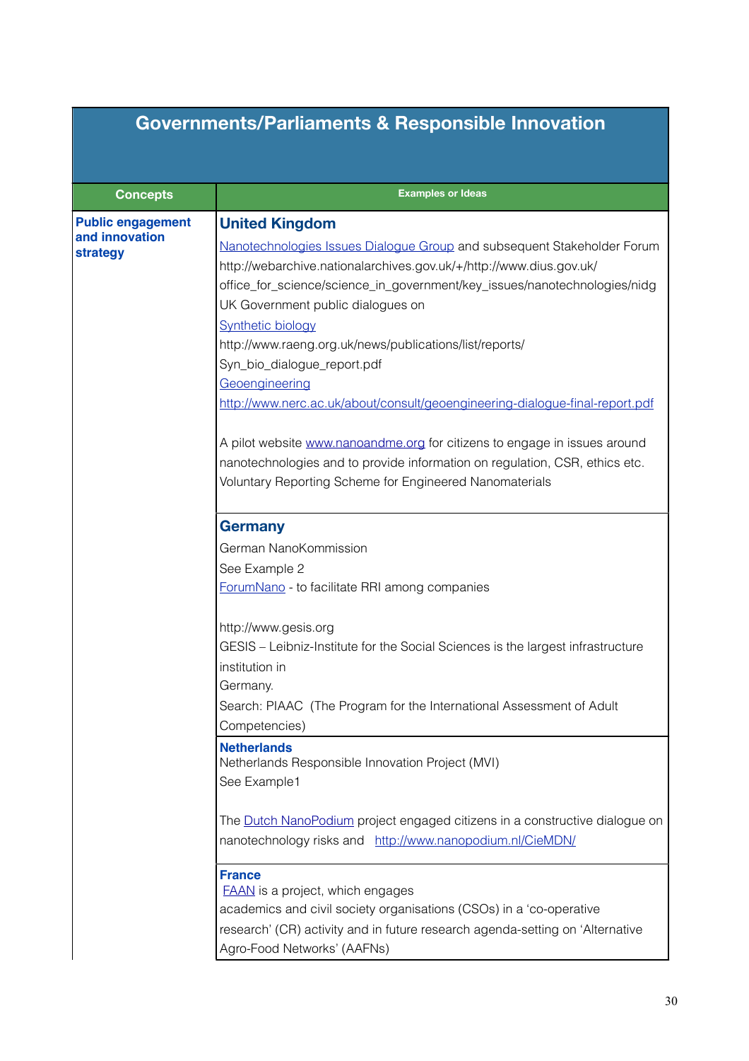| Governments/Parliaments & Responsible Innovation | |
|---|---|
| **Concepts** | **Examples or Ideas** |
| **Public engagement and innovation strategy** | **United Kingdom**<br>Nanotechnologies Issues Dialogue Group and subsequent Stakeholder Forum http://webarchive.nationalarchives.gov.uk/+/http://www.dius.gov.uk/office_for_science/science_in_government/key_issues/nanotechnologies/nidg<br>UK Government public dialogues on<br>Synthetic biology<br>http://www.raeng.org.uk/news/publications/list/reports/Syn_bio_dialogue_report.pdf<br>Geoengineering<br>http://www.nerc.ac.uk/about/consult/geoengineering-dialogue-final-report.pdf<br><br>A pilot website www.nanoandme.org for citizens to engage in issues around nanotechnologies and to provide information on regulation, CSR, ethics etc.<br>Voluntary Reporting Scheme for Engineered Nanomaterials |
| | **Germany**<br>German NanoKommission<br>See Example 2<br>ForumNano - to facilitate RRI among companies<br><br>http://www.gesis.org<br>GESIS – Leibniz-Institute for the Social Sciences is the largest infrastructure institution in<br>Germany.<br>Search: PIAAC (The Program for the International Assessment of Adult Competencies) |
| | **Netherlands**<br>Netherlands Responsible Innovation Project (MVI)<br>See Example1<br><br>The Dutch NanoPodium project engaged citizens in a constructive dialogue on nanotechnology risks and http://www.nanopodium.nl/CieMDN/ |
| | **France**<br>FAAN is a project, which engages academics and civil society organisations (CSOs) in a 'co-operative research' (CR) activity and in future research agenda-setting on 'Alternative Agro-Food Networks' (AAFNs) |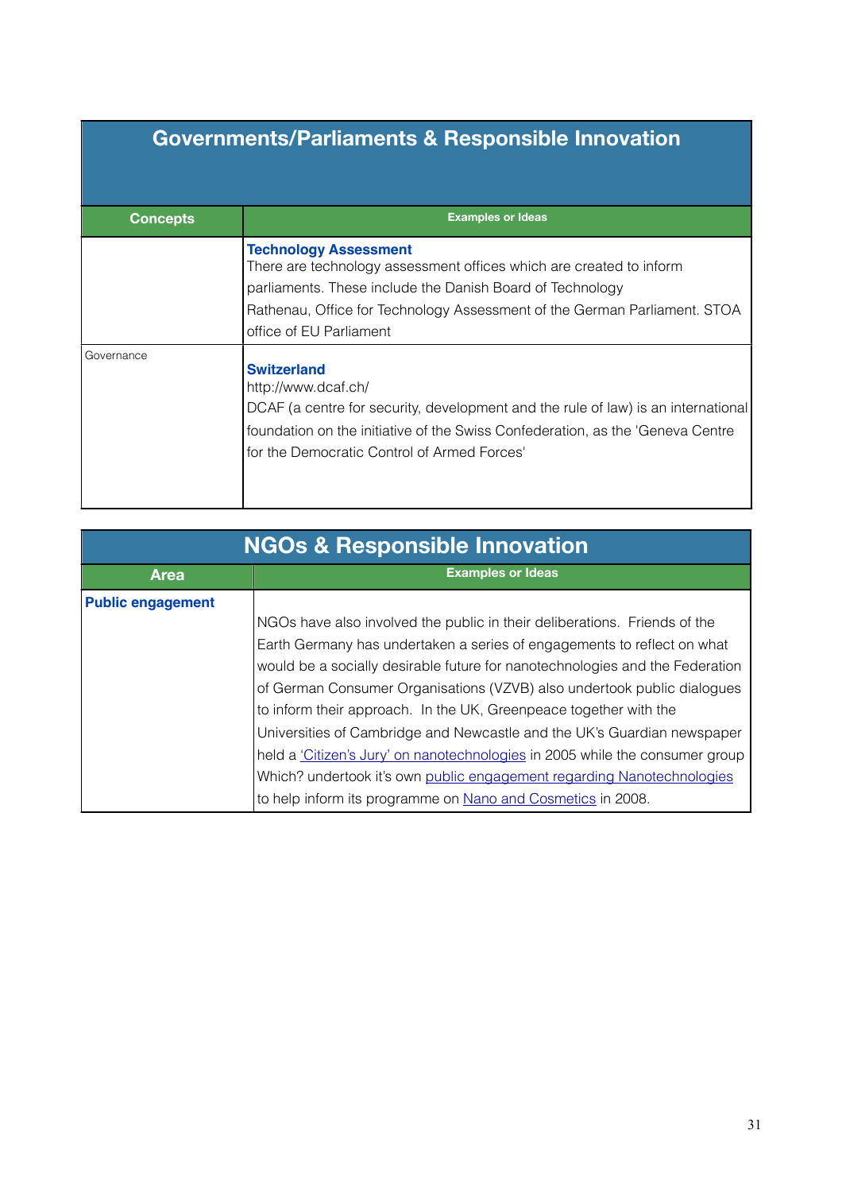| Governments/Parliaments & Responsible Innovation | |
|---|---|
| **Concepts** | **Examples or Ideas** |
| | **Technology Assessment**<br>There are technology assessment offices which are created to inform parliaments. These include the Danish Board of Technology Rathenau, Office for Technology Assessment of the German Parliament. STOA office of EU Parliament |
| Governance | **Switzerland**<br>http://www.dcaf.ch/<br>DCAF (a centre for security, development and the rule of law) is an international foundation on the initiative of the Swiss Confederation, as the 'Geneva Centre for the Democratic Control of Armed Forces' |

| NGOs & Responsible Innovation | |
|---|---|
| **Area** | **Examples or Ideas** |
| **Public engagement** | NGOs have also involved the public in their deliberations. Friends of the Earth Germany has undertaken a series of engagements to reflect on what would be a socially desirable future for nanotechnologies and the Federation of German Consumer Organisations (VZVB) also undertook public dialogues to inform their approach. In the UK, Greenpeace together with the Universities of Cambridge and Newcastle and the UK's Guardian newspaper held a 'Citizen's Jury' on nanotechnologies in 2005 while the consumer group Which? undertook it's own public engagement regarding Nanotechnologies to help inform its programme on Nano and Cosmetics in 2008. |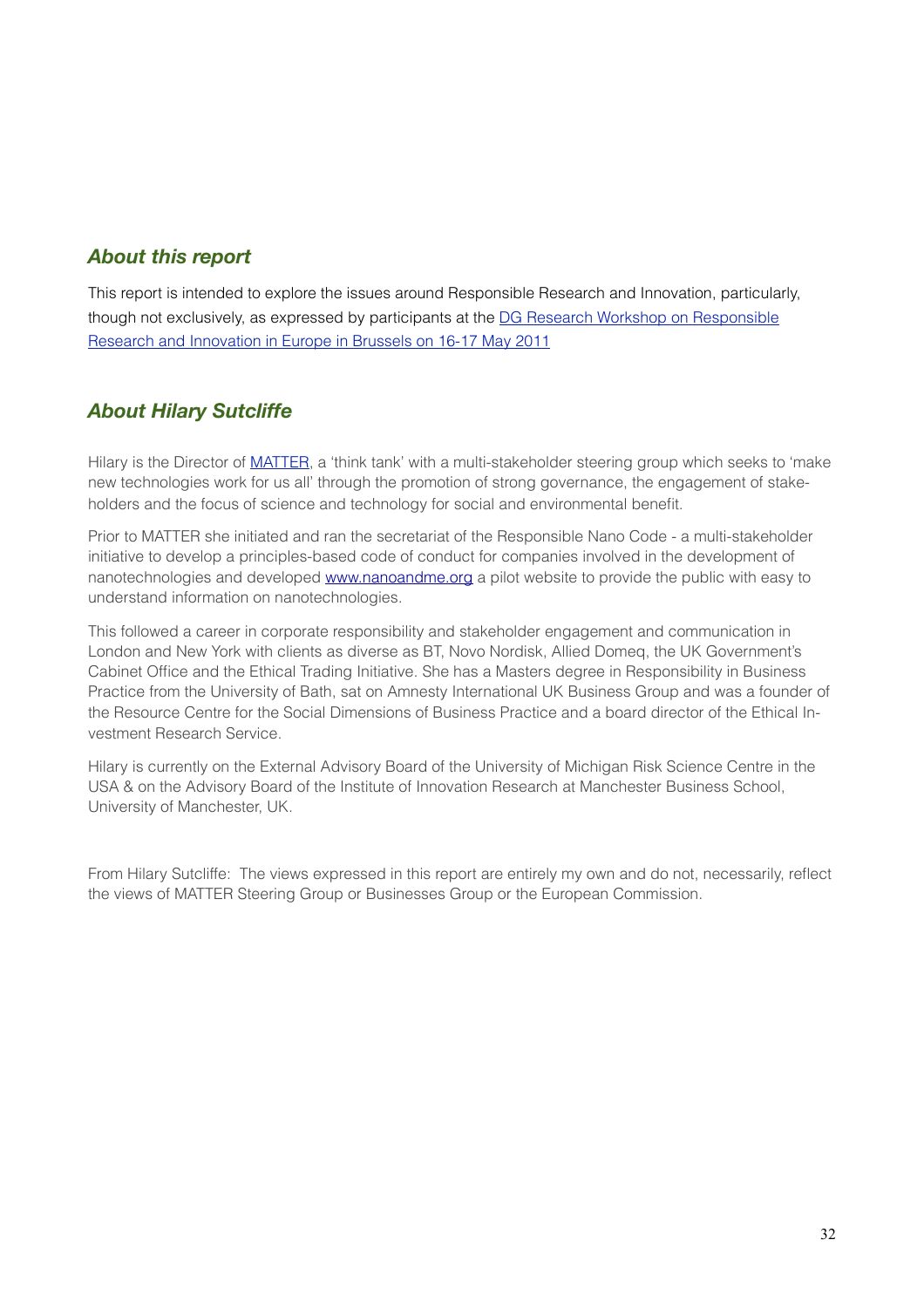## *About this report*

This report is intended to explore the issues around Responsible Research and Innovation, particularly, though not exclusively, as expressed by participants at the [DG Research Workshop on Responsible Research and Innovation in Europe in Brussels on 16-17 May 2011](#)

## *About Hilary Sutcliffe*

Hilary is the Director of [MATTER](#), a 'think tank' with a multi-stakeholder steering group which seeks to 'make new technologies work for us all' through the promotion of strong governance, the engagement of stakeholders and the focus of science and technology for social and environmental benefit.

Prior to MATTER she initiated and ran the secretariat of the Responsible Nano Code - a multi-stakeholder initiative to develop a principles-based code of conduct for companies involved in the development of nanotechnologies and developed [www.nanoandme.org](http://www.nanoandme.org) a pilot website to provide the public with easy to understand information on nanotechnologies.

This followed a career in corporate responsibility and stakeholder engagement and communication in London and New York with clients as diverse as BT, Novo Nordisk, Allied Domeq, the UK Government's Cabinet Office and the Ethical Trading Initiative. She has a Masters degree in Responsibility in Business Practice from the University of Bath, sat on Amnesty International UK Business Group and was a founder of the Resource Centre for the Social Dimensions of Business Practice and a board director of the Ethical Investment Research Service.

Hilary is currently on the External Advisory Board of the University of Michigan Risk Science Centre in the USA & on the Advisory Board of the Institute of Innovation Research at Manchester Business School, University of Manchester, UK.

From Hilary Sutcliffe: The views expressed in this report are entirely my own and do not, necessarily, reflect the views of MATTER Steering Group or Businesses Group or the European Commission.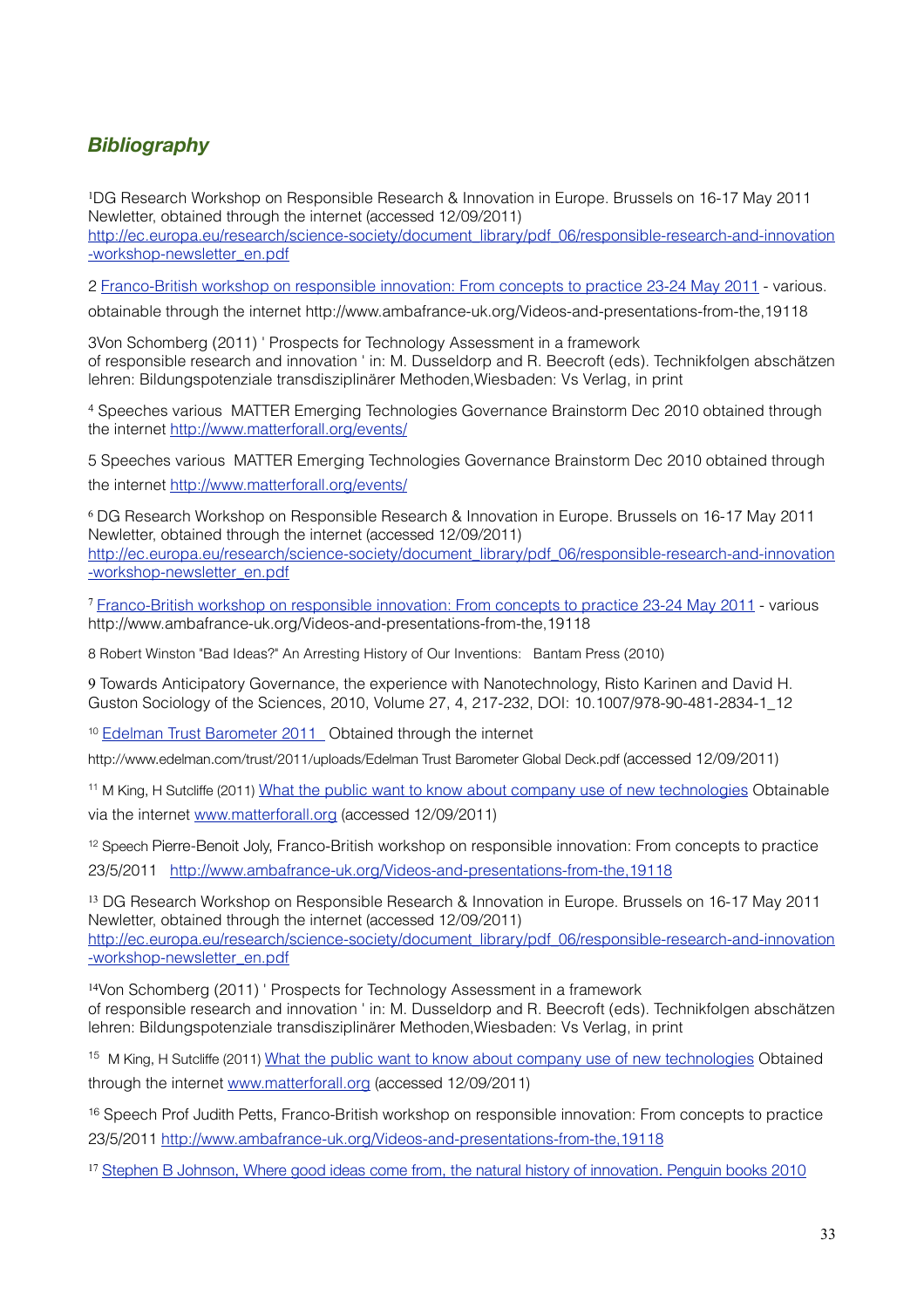## *Bibliography*

[1]DG Research Workshop on Responsible Research & Innovation in Europe. Brussels on 16-17 May 2011 Newletter, obtained through the internet (accessed 12/09/2011) http://ec.europa.eu/research/science-society/document_library/pdf_06/responsible-research-and-innovation-workshop-newsletter_en.pdf

2 Franco-British workshop on responsible innovation: From concepts to practice 23-24 May 2011 - various. obtainable through the internet http://www.ambafrance-uk.org/Videos-and-presentations-from-the,19118

3Von Schomberg (2011) ' Prospects for Technology Assessment in a framework of responsible research and innovation ' in: M. Dusseldorp and R. Beecroft (eds). Technikfolgen abschätzen lehren: Bildungspotenziale transdisziplinärer Methoden,Wiesbaden: Vs Verlag, in print

[4] Speeches various MATTER Emerging Technologies Governance Brainstorm Dec 2010 obtained through the internet http://www.matterforall.org/events/

5 Speeches various MATTER Emerging Technologies Governance Brainstorm Dec 2010 obtained through the internet http://www.matterforall.org/events/

[6] DG Research Workshop on Responsible Research & Innovation in Europe. Brussels on 16-17 May 2011 Newletter, obtained through the internet (accessed 12/09/2011) http://ec.europa.eu/research/science-society/document_library/pdf_06/responsible-research-and-innovation-workshop-newsletter_en.pdf

[7] Franco-British workshop on responsible innovation: From concepts to practice 23-24 May 2011 - various http://www.ambafrance-uk.org/Videos-and-presentations-from-the,19118

8 Robert Winston "Bad Ideas?" An Arresting History of Our Inventions: Bantam Press (2010)

9 Towards Anticipatory Governance, the experience with Nanotechnology, Risto Karinen and David H. Guston Sociology of the Sciences, 2010, Volume 27, 4, 217-232, DOI: 10.1007/978-90-481-2834-1_12

[10] Edelman Trust Barometer 2011 Obtained through the internet http://www.edelman.com/trust/2011/uploads/Edelman Trust Barometer Global Deck.pdf (accessed 12/09/2011)

[11] M King, H Sutcliffe (2011) What the public want to know about company use of new technologies Obtainable via the internet www.matterforall.org (accessed 12/09/2011)

[12] Speech Pierre-Benoit Joly, Franco-British workshop on responsible innovation: From concepts to practice 23/5/2011 http://www.ambafrance-uk.org/Videos-and-presentations-from-the,19118

[13] DG Research Workshop on Responsible Research & Innovation in Europe. Brussels on 16-17 May 2011 Newletter, obtained through the internet (accessed 12/09/2011) http://ec.europa.eu/research/science-society/document_library/pdf_06/responsible-research-and-innovation-workshop-newsletter_en.pdf

[14]Von Schomberg (2011) ' Prospects for Technology Assessment in a framework of responsible research and innovation ' in: M. Dusseldorp and R. Beecroft (eds). Technikfolgen abschätzen lehren: Bildungspotenziale transdisziplinärer Methoden,Wiesbaden: Vs Verlag, in print

[15] M King, H Sutcliffe (2011) What the public want to know about company use of new technologies Obtained through the internet www.matterforall.org (accessed 12/09/2011)

[16] Speech Prof Judith Petts, Franco-British workshop on responsible innovation: From concepts to practice 23/5/2011 http://www.ambafrance-uk.org/Videos-and-presentations-from-the,19118

[17] Stephen B Johnson, Where good ideas come from, the natural history of innovation. Penguin books 2010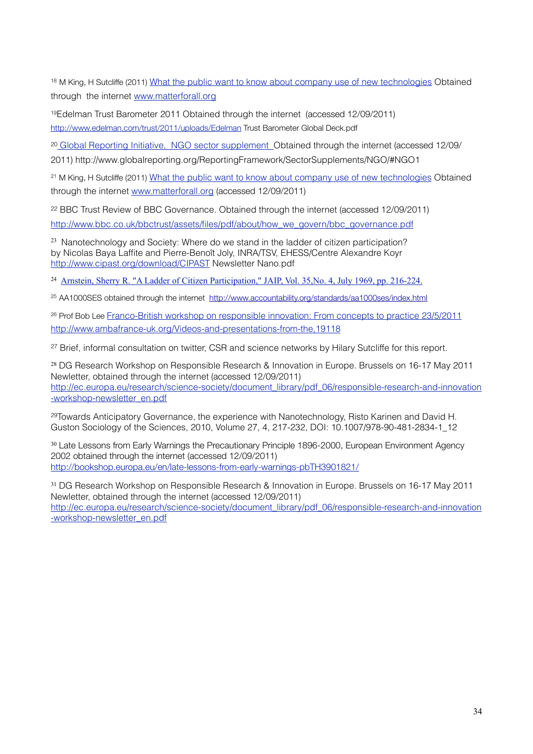[18] M King, H Sutcliffe (2011) What the public want to know about company use of new technologies Obtained through the internet www.matterforall.org

[19] Edelman Trust Barometer 2011 Obtained through the internet (accessed 12/09/2011) http://www.edelman.com/trust/2011/uploads/Edelman Trust Barometer Global Deck.pdf

[20] Global Reporting Initiative, NGO sector supplement Obtained through the internet (accessed 12/09/2011) http://www.globalreporting.org/ReportingFramework/SectorSupplements/NGO/#NGO1

[21] M King, H Sutcliffe (2011) What the public want to know about company use of new technologies Obtained through the internet www.matterforall.org (accessed 12/09/2011)

[22] BBC Trust Review of BBC Governance. Obtained through the internet (accessed 12/09/2011) http://www.bbc.co.uk/bbctrust/assets/files/pdf/about/how_we_govern/bbc_governance.pdf

[23] Nanotechnology and Society: Where do we stand in the ladder of citizen participation? by Nicolas Baya Laffite and Pierre-Benoît Joly, INRA/TSV, EHESS/Centre Alexandre Koyr http://www.cipast.org/download/CIPAST Newsletter Nano.pdf

[24] Arnstein, Sherry R. "A Ladder of Citizen Participation," JAIP, Vol. 35,No. 4, July 1969, pp. 216-224.

[25] AA1000SES obtained through the internet http://www.accountability.org/standards/aa1000ses/index.html

[26] Prof Bob Lee Franco-British workshop on responsible innovation: From concepts to practice 23/5/2011 http://www.ambafrance-uk.org/Videos-and-presentations-from-the,19118

[27] Brief, informal consultation on twitter, CSR and science networks by Hilary Sutcliffe for this report.

[28] DG Research Workshop on Responsible Research & Innovation in Europe. Brussels on 16-17 May 2011 Newletter, obtained through the internet (accessed 12/09/2011) http://ec.europa.eu/research/science-society/document_library/pdf_06/responsible-research-and-innovation-workshop-newsletter_en.pdf

[29] Towards Anticipatory Governance, the experience with Nanotechnology, Risto Karinen and David H. Guston Sociology of the Sciences, 2010, Volume 27, 4, 217-232, DOI: 10.1007/978-90-481-2834-1_12

[30] Late Lessons from Early Warnings the Precautionary Principle 1896-2000, European Environment Agency 2002 obtained through the internet (accessed 12/09/2011) http://bookshop.europa.eu/en/late-lessons-from-early-warnings-pbTH3901821/

[31] DG Research Workshop on Responsible Research & Innovation in Europe. Brussels on 16-17 May 2011 Newletter, obtained through the internet (accessed 12/09/2011) http://ec.europa.eu/research/science-society/document_library/pdf_06/responsible-research-and-innovation-workshop-newsletter_en.pdf